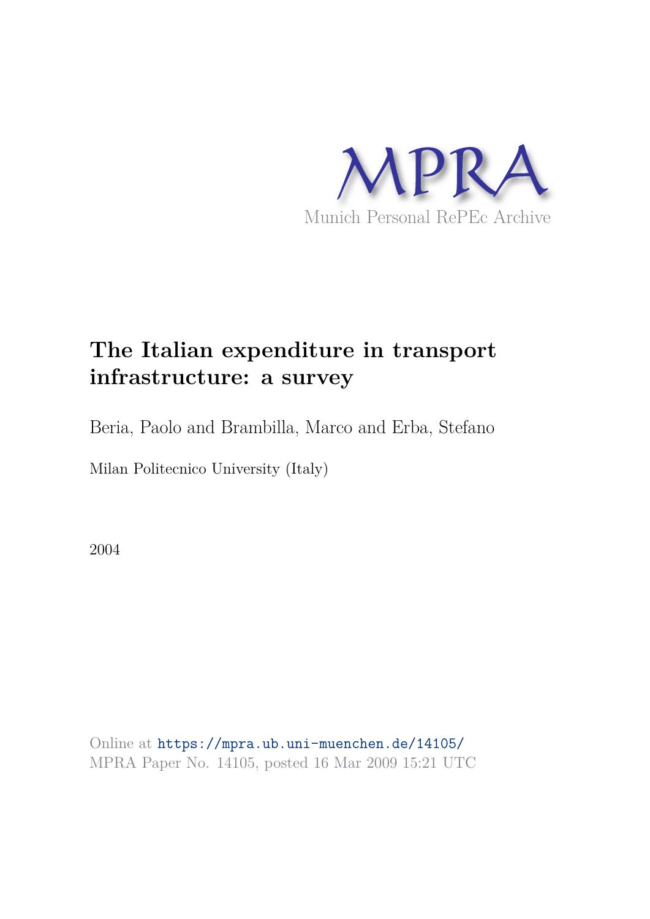MPRA

Munich Personal RePEc Archive

# The Italian expenditure in transport infrastructure: a survey

Beria, Paolo and Brambilla, Marco and Erba, Stefano

Milan Politecnico University (Italy)

2004

Online at https://mpra.ub.uni-muenchen.de/14105/
MPRA Paper No. 14105, posted 16 Mar 2009 15:21 UTC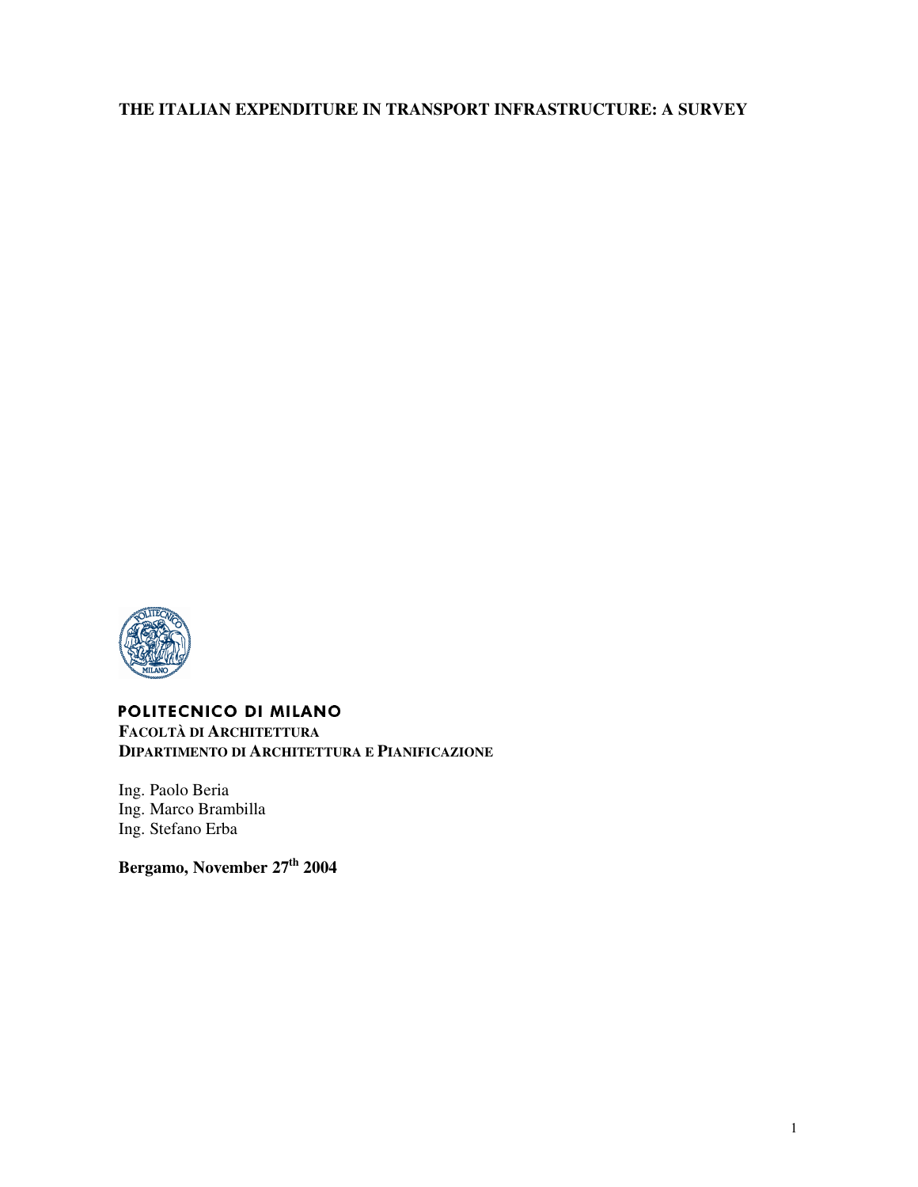**THE ITALIAN EXPENDITURE IN TRANSPORT INFRASTRUCTURE: A SURVEY**

**POLITECNICO DI MILANO**
**FACOLTÀ DI ARCHITETTURA**
**DIPARTIMENTO DI ARCHITETTURA E PIANIFICAZIONE**

Ing. Paolo Beria
Ing. Marco Brambilla
Ing. Stefano Erba

**Bergamo, November 27th 2004**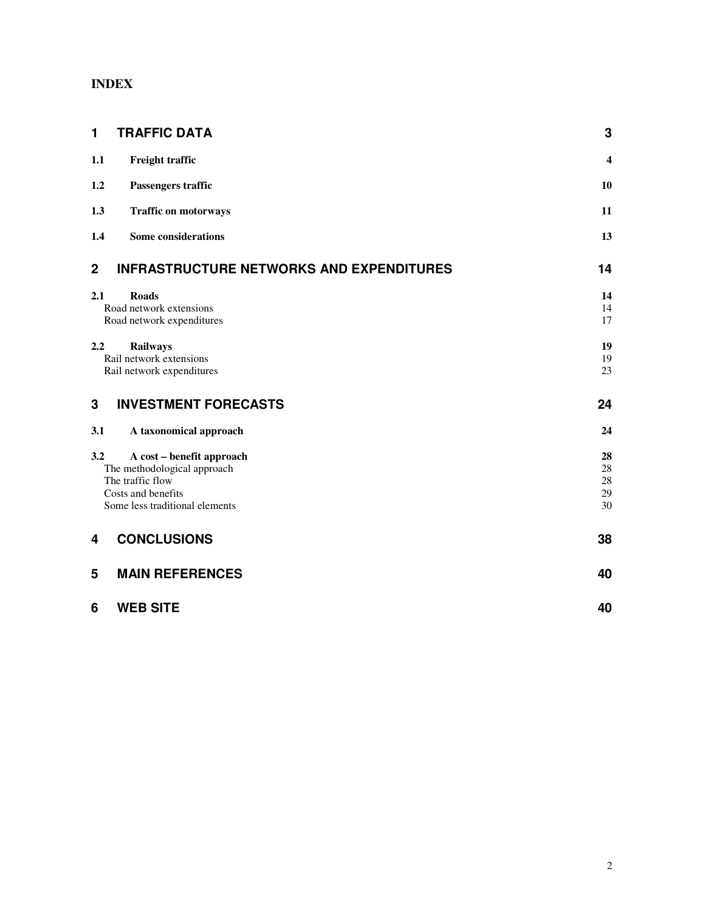# INDEX

| | | |
|---|---|---|
| **1** | **TRAFFIC DATA** | **3** |
| **1.1** | **Freight traffic** | **4** |
| **1.2** | **Passengers traffic** | **10** |
| **1.3** | **Traffic on motorways** | **11** |
| **1.4** | **Some considerations** | **13** |
| **2** | **INFRASTRUCTURE NETWORKS AND EXPENDITURES** | **14** |
| **2.1** | **Roads** | **14** |
| | Road network extensions | 14 |
| | Road network expenditures | 17 |
| **2.2** | **Railways** | **19** |
| | Rail network extensions | 19 |
| | Rail network expenditures | 23 |
| **3** | **INVESTMENT FORECASTS** | **24** |
| **3.1** | **A taxonomical approach** | **24** |
| **3.2** | **A cost – benefit approach** | **28** |
| | The methodological approach | 28 |
| | The traffic flow | 28 |
| | Costs and benefits | 29 |
| | Some less traditional elements | 30 |
| **4** | **CONCLUSIONS** | **38** |
| **5** | **MAIN REFERENCES** | **40** |
| **6** | **WEB SITE** | **40** |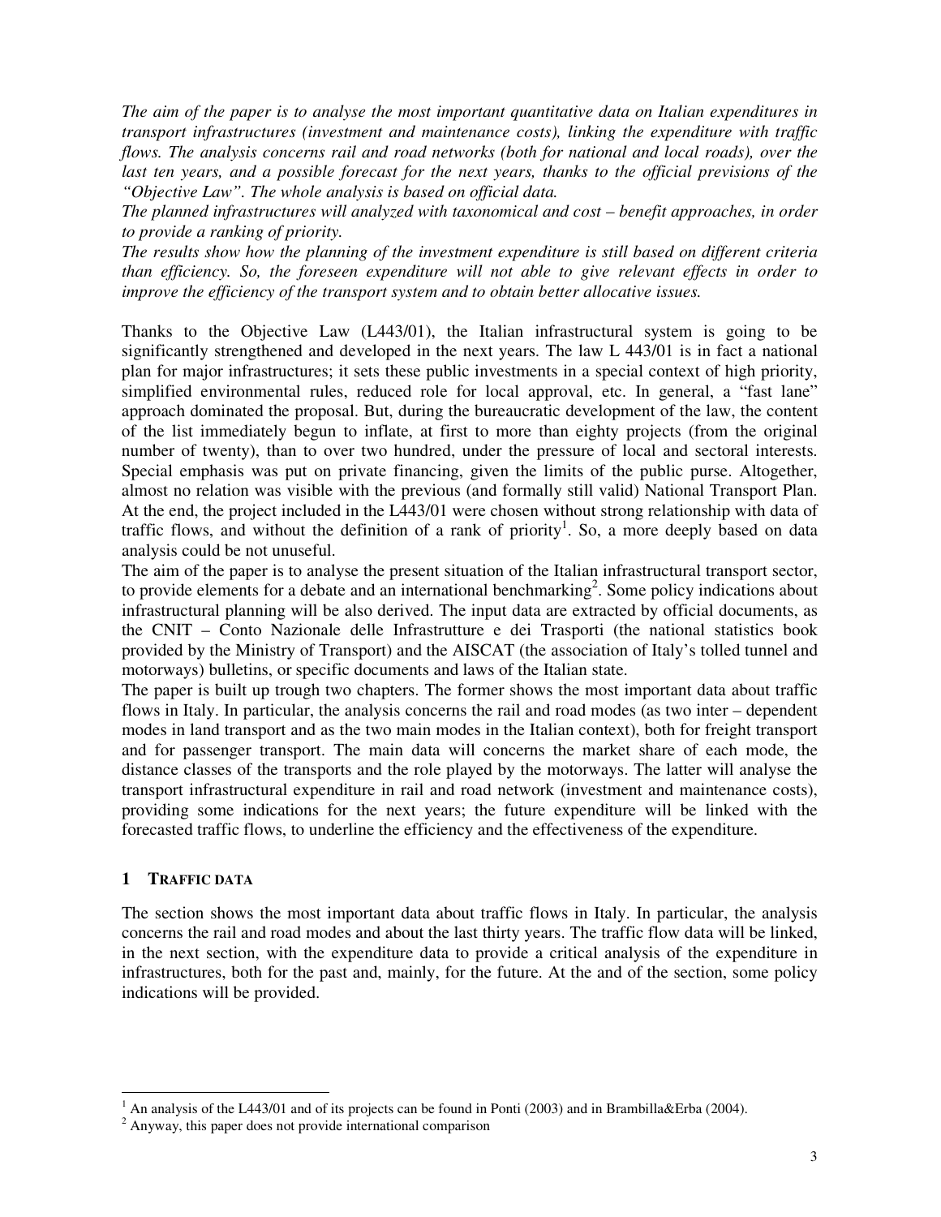*The aim of the paper is to analyse the most important quantitative data on Italian expenditures in transport infrastructures (investment and maintenance costs), linking the expenditure with traffic flows. The analysis concerns rail and road networks (both for national and local roads), over the last ten years, and a possible forecast for the next years, thanks to the official previsions of the "Objective Law". The whole analysis is based on official data.*

*The planned infrastructures will analyzed with taxonomical and cost – benefit approaches, in order to provide a ranking of priority.*

*The results show how the planning of the investment expenditure is still based on different criteria than efficiency. So, the foreseen expenditure will not able to give relevant effects in order to improve the efficiency of the transport system and to obtain better allocative issues.*

Thanks to the Objective Law (L443/01), the Italian infrastructural system is going to be significantly strengthened and developed in the next years. The law L 443/01 is in fact a national plan for major infrastructures; it sets these public investments in a special context of high priority, simplified environmental rules, reduced role for local approval, etc. In general, a "fast lane" approach dominated the proposal. But, during the bureaucratic development of the law, the content of the list immediately begun to inflate, at first to more than eighty projects (from the original number of twenty), than to over two hundred, under the pressure of local and sectoral interests. Special emphasis was put on private financing, given the limits of the public purse. Altogether, almost no relation was visible with the previous (and formally still valid) National Transport Plan. At the end, the project included in the L443/01 were chosen without strong relationship with data of traffic flows, and without the definition of a rank of priority[1]. So, a more deeply based on data analysis could be not unuseful.

The aim of the paper is to analyse the present situation of the Italian infrastructural transport sector, to provide elements for a debate and an international benchmarking[2]. Some policy indications about infrastructural planning will be also derived. The input data are extracted by official documents, as the CNIT – Conto Nazionale delle Infrastrutture e dei Trasporti (the national statistics book provided by the Ministry of Transport) and the AISCAT (the association of Italy's tolled tunnel and motorways) bulletins, or specific documents and laws of the Italian state.

The paper is built up trough two chapters. The former shows the most important data about traffic flows in Italy. In particular, the analysis concerns the rail and road modes (as two inter – dependent modes in land transport and as the two main modes in the Italian context), both for freight transport and for passenger transport. The main data will concerns the market share of each mode, the distance classes of the transports and the role played by the motorways. The latter will analyse the transport infrastructural expenditure in rail and road network (investment and maintenance costs), providing some indications for the next years; the future expenditure will be linked with the forecasted traffic flows, to underline the efficiency and the effectiveness of the expenditure.

## 1 TRAFFIC DATA

The section shows the most important data about traffic flows in Italy. In particular, the analysis concerns the rail and road modes and about the last thirty years. The traffic flow data will be linked, in the next section, with the expenditure data to provide a critical analysis of the expenditure in infrastructures, both for the past and, mainly, for the future. At the and of the section, some policy indications will be provided.

---

[1] An analysis of the L443/01 and of its projects can be found in Ponti (2003) and in Brambilla&Erba (2004).

[2] Anyway, this paper does not provide international comparison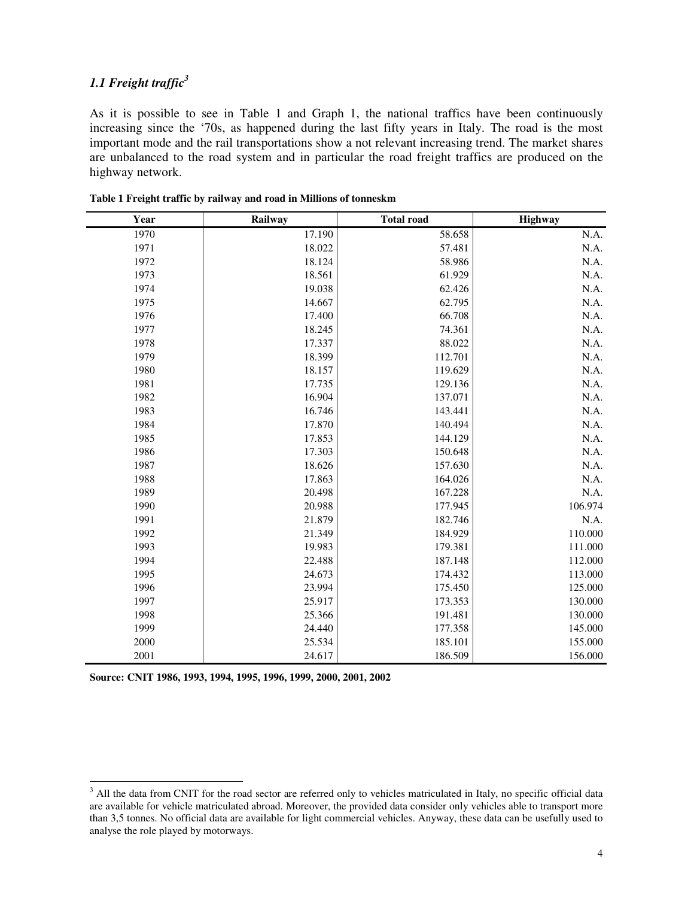### *1.1 Freight traffic*[3]

As it is possible to see in Table 1 and Graph 1, the national traffics have been continuously increasing since the '70s, as happened during the last fifty years in Italy. The road is the most important mode and the rail transportations show a not relevant increasing trend. The market shares are unbalanced to the road system and in particular the road freight traffics are produced on the highway network.

**Table 1 Freight traffic by railway and road in Millions of tonneskm**

| Year | Railway | Total road | Highway |
|---|---|---|---|
| 1970 | 17.190 | 58.658 | N.A. |
| 1971 | 18.022 | 57.481 | N.A. |
| 1972 | 18.124 | 58.986 | N.A. |
| 1973 | 18.561 | 61.929 | N.A. |
| 1974 | 19.038 | 62.426 | N.A. |
| 1975 | 14.667 | 62.795 | N.A. |
| 1976 | 17.400 | 66.708 | N.A. |
| 1977 | 18.245 | 74.361 | N.A. |
| 1978 | 17.337 | 88.022 | N.A. |
| 1979 | 18.399 | 112.701 | N.A. |
| 1980 | 18.157 | 119.629 | N.A. |
| 1981 | 17.735 | 129.136 | N.A. |
| 1982 | 16.904 | 137.071 | N.A. |
| 1983 | 16.746 | 143.441 | N.A. |
| 1984 | 17.870 | 140.494 | N.A. |
| 1985 | 17.853 | 144.129 | N.A. |
| 1986 | 17.303 | 150.648 | N.A. |
| 1987 | 18.626 | 157.630 | N.A. |
| 1988 | 17.863 | 164.026 | N.A. |
| 1989 | 20.498 | 167.228 | N.A. |
| 1990 | 20.988 | 177.945 | 106.974 |
| 1991 | 21.879 | 182.746 | N.A. |
| 1992 | 21.349 | 184.929 | 110.000 |
| 1993 | 19.983 | 179.381 | 111.000 |
| 1994 | 22.488 | 187.148 | 112.000 |
| 1995 | 24.673 | 174.432 | 113.000 |
| 1996 | 23.994 | 175.450 | 125.000 |
| 1997 | 25.917 | 173.353 | 130.000 |
| 1998 | 25.366 | 191.481 | 130.000 |
| 1999 | 24.440 | 177.358 | 145.000 |
| 2000 | 25.534 | 185.101 | 155.000 |
| 2001 | 24.617 | 186.509 | 156.000 |

**Source: CNIT 1986, 1993, 1994, 1995, 1996, 1999, 2000, 2001, 2002**

[3] All the data from CNIT for the road sector are referred only to vehicles matriculated in Italy, no specific official data are available for vehicle matriculated abroad. Moreover, the provided data consider only vehicles able to transport more than 3,5 tonnes. No official data are available for light commercial vehicles. Anyway, these data can be usefully used to analyse the role played by motorways.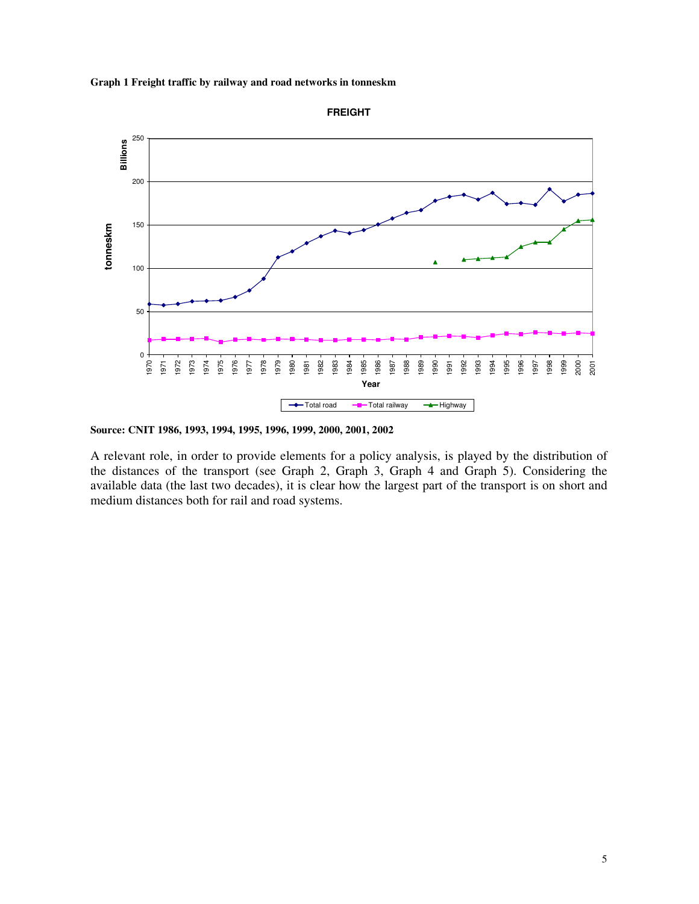**Graph 1 Freight traffic by railway and road networks in tonneskm**

**Source: CNIT 1986, 1993, 1994, 1995, 1996, 1999, 2000, 2001, 2002**

A relevant role, in order to provide elements for a policy analysis, is played by the distribution of the distances of the transport (see Graph 2, Graph 3, Graph 4 and Graph 5). Considering the available data (the last two decades), it is clear how the largest part of the transport is on short and medium distances both for rail and road systems.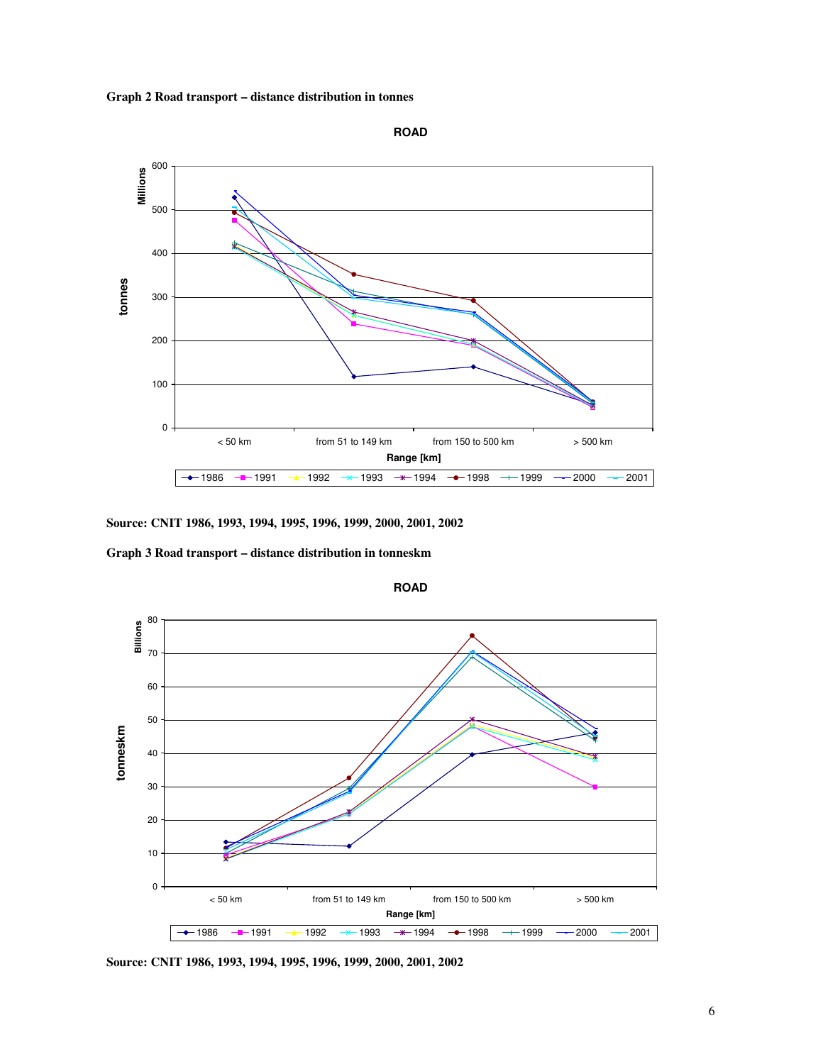**Graph 2 Road transport – distance distribution in tonnes**

**Source: CNIT 1986, 1993, 1994, 1995, 1996, 1999, 2000, 2001, 2002**

**Graph 3 Road transport – distance distribution in tonneskm**

**Source: CNIT 1986, 1993, 1994, 1995, 1996, 1999, 2000, 2001, 2002**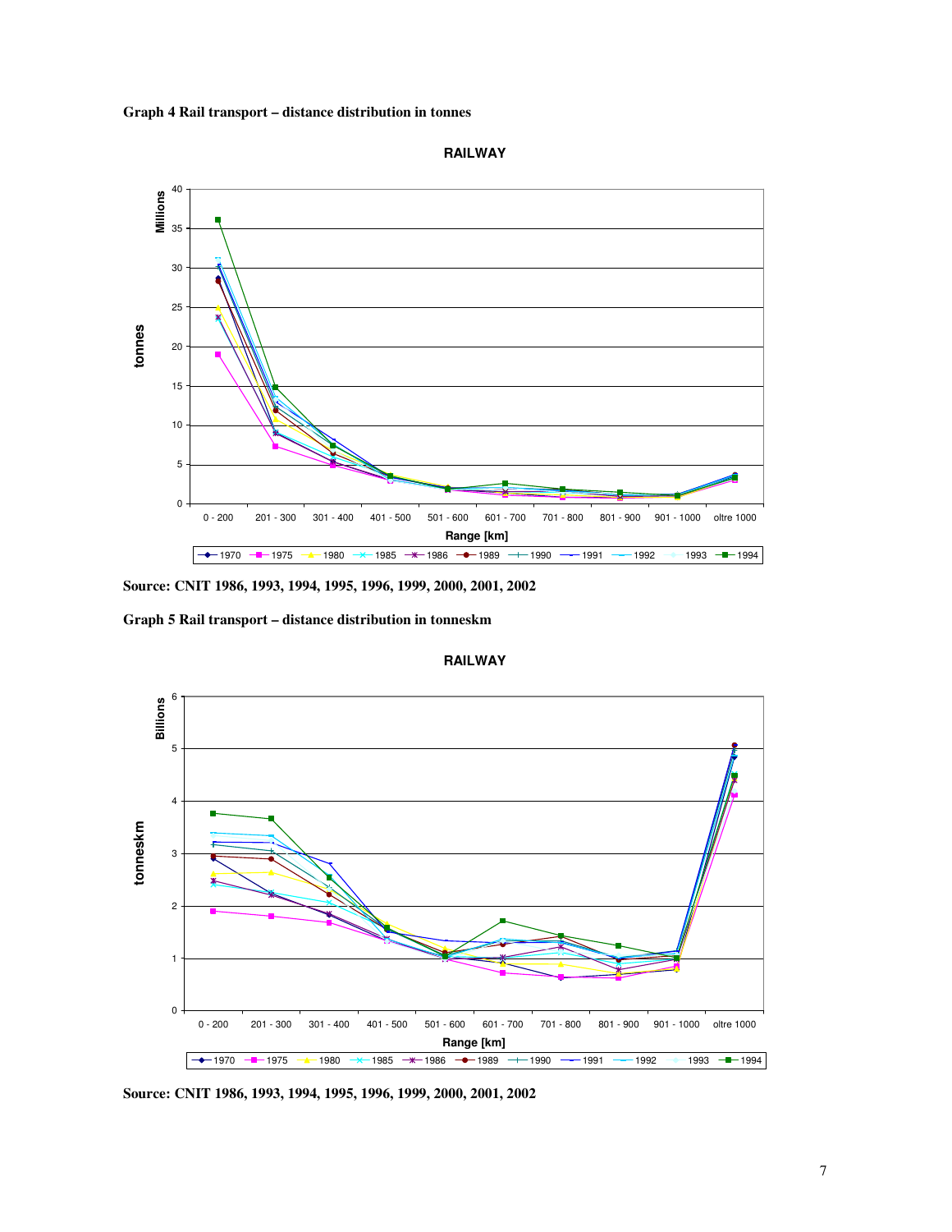**Graph 4 Rail transport – distance distribution in tonnes**

**Source: CNIT 1986, 1993, 1994, 1995, 1996, 1999, 2000, 2001, 2002**

**Graph 5 Rail transport – distance distribution in tonneskm**

**Source: CNIT 1986, 1993, 1994, 1995, 1996, 1999, 2000, 2001, 2002**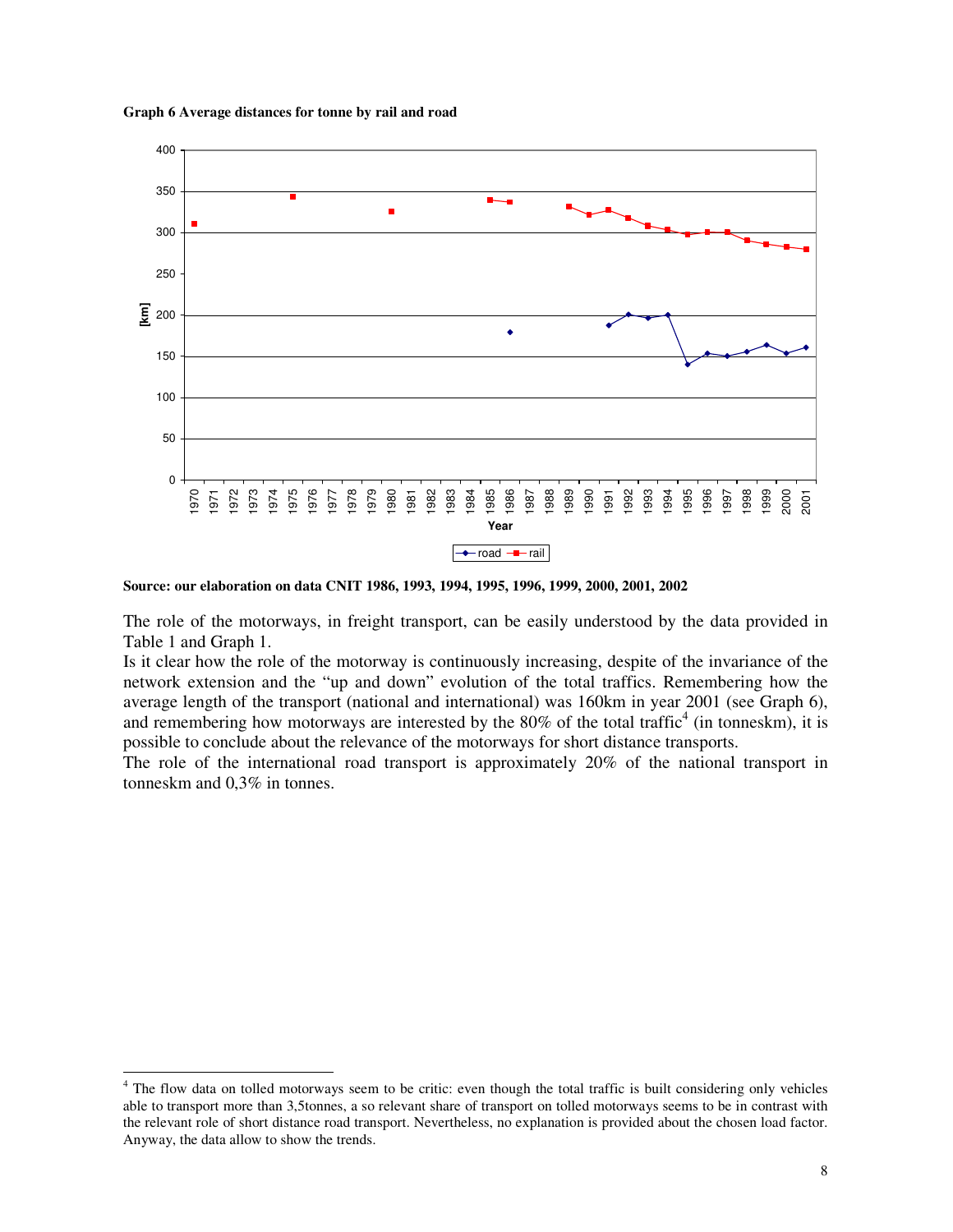**Graph 6 Average distances for tonne by rail and road**

**Source: our elaboration on data CNIT 1986, 1993, 1994, 1995, 1996, 1999, 2000, 2001, 2002**

The role of the motorways, in freight transport, can be easily understood by the data provided in Table 1 and Graph 1.

Is it clear how the role of the motorway is continuously increasing, despite of the invariance of the network extension and the "up and down" evolution of the total traffics. Remembering how the average length of the transport (national and international) was 160km in year 2001 (see Graph 6), and remembering how motorways are interested by the 80% of the total traffic[4] (in tonneskm), it is possible to conclude about the relevance of the motorways for short distance transports.

The role of the international road transport is approximately 20% of the national transport in tonneskm and 0,3% in tonnes.

[4] The flow data on tolled motorways seem to be critic: even though the total traffic is built considering only vehicles able to transport more than 3,5tonnes, a so relevant share of transport on tolled motorways seems to be in contrast with the relevant role of short distance road transport. Nevertheless, no explanation is provided about the chosen load factor. Anyway, the data allow to show the trends.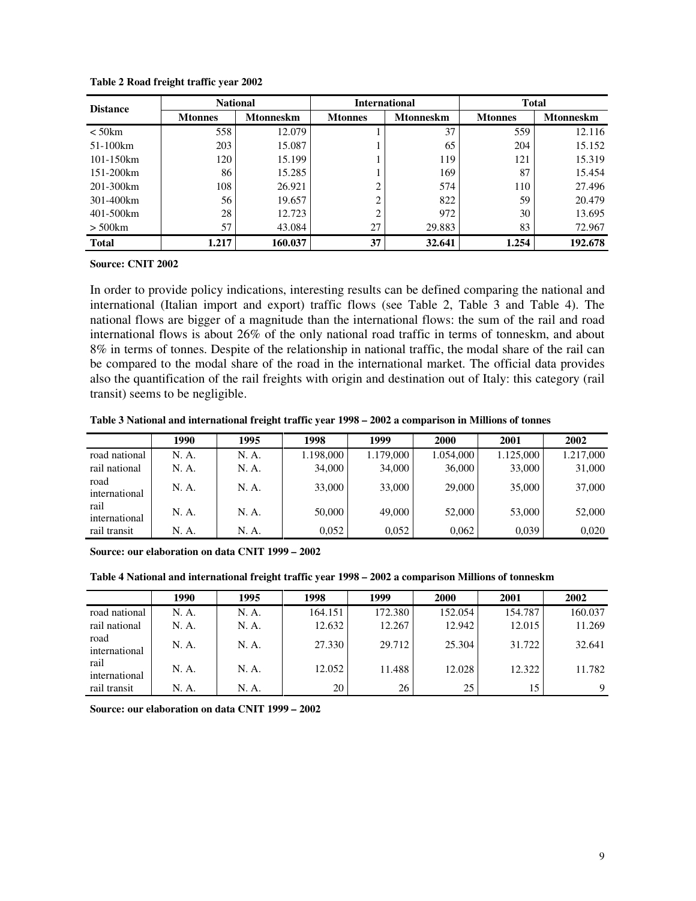**Table 2 Road freight traffic year 2002**

| Distance | National | | International | | Total | |
|---|---|---|---|---|---|---|
| | Mtonnes | Mtonneskm | Mtonnes | Mtonneskm | Mtonnes | Mtonneskm |
| < 50km | 558 | 12.079 | 1 | 37 | 559 | 12.116 |
| 51-100km | 203 | 15.087 | 1 | 65 | 204 | 15.152 |
| 101-150km | 120 | 15.199 | 1 | 119 | 121 | 15.319 |
| 151-200km | 86 | 15.285 | 1 | 169 | 87 | 15.454 |
| 201-300km | 108 | 26.921 | 2 | 574 | 110 | 27.496 |
| 301-400km | 56 | 19.657 | 2 | 822 | 59 | 20.479 |
| 401-500km | 28 | 12.723 | 2 | 972 | 30 | 13.695 |
| > 500km | 57 | 43.084 | 27 | 29.883 | 83 | 72.967 |
| **Total** | **1.217** | **160.037** | **37** | **32.641** | **1.254** | **192.678** |

**Source: CNIT 2002**

In order to provide policy indications, interesting results can be defined comparing the national and international (Italian import and export) traffic flows (see Table 2, Table 3 and Table 4). The national flows are bigger of a magnitude than the international flows: the sum of the rail and road international flows is about 26% of the only national road traffic in terms of tonneskm, and about 8% in terms of tonnes. Despite of the relationship in national traffic, the modal share of the rail can be compared to the modal share of the road in the international market. The official data provides also the quantification of the rail freights with origin and destination out of Italy: this category (rail transit) seems to be negligible.

**Table 3 National and international freight traffic year 1998 – 2002 a comparison in Millions of tonnes**

| | 1990 | 1995 | 1998 | 1999 | 2000 | 2001 | 2002 |
|---|---|---|---|---|---|---|---|
| road national | N. A. | N. A. | 1.198,000 | 1.179,000 | 1.054,000 | 1.125,000 | 1.217,000 |
| rail national | N. A. | N. A. | 34,000 | 34,000 | 36,000 | 33,000 | 31,000 |
| road international | N. A. | N. A. | 33,000 | 33,000 | 29,000 | 35,000 | 37,000 |
| rail international | N. A. | N. A. | 50,000 | 49,000 | 52,000 | 53,000 | 52,000 |
| rail transit | N. A. | N. A. | 0,052 | 0,052 | 0,062 | 0,039 | 0,020 |

**Source: our elaboration on data CNIT 1999 – 2002**

**Table 4 National and international freight traffic year 1998 – 2002 a comparison Millions of tonneskm**

| | 1990 | 1995 | 1998 | 1999 | 2000 | 2001 | 2002 |
|---|---|---|---|---|---|---|---|
| road national | N. A. | N. A. | 164.151 | 172.380 | 152.054 | 154.787 | 160.037 |
| rail national | N. A. | N. A. | 12.632 | 12.267 | 12.942 | 12.015 | 11.269 |
| road international | N. A. | N. A. | 27.330 | 29.712 | 25.304 | 31.722 | 32.641 |
| rail international | N. A. | N. A. | 12.052 | 11.488 | 12.028 | 12.322 | 11.782 |
| rail transit | N. A. | N. A. | 20 | 26 | 25 | 15 | 9 |

**Source: our elaboration on data CNIT 1999 – 2002**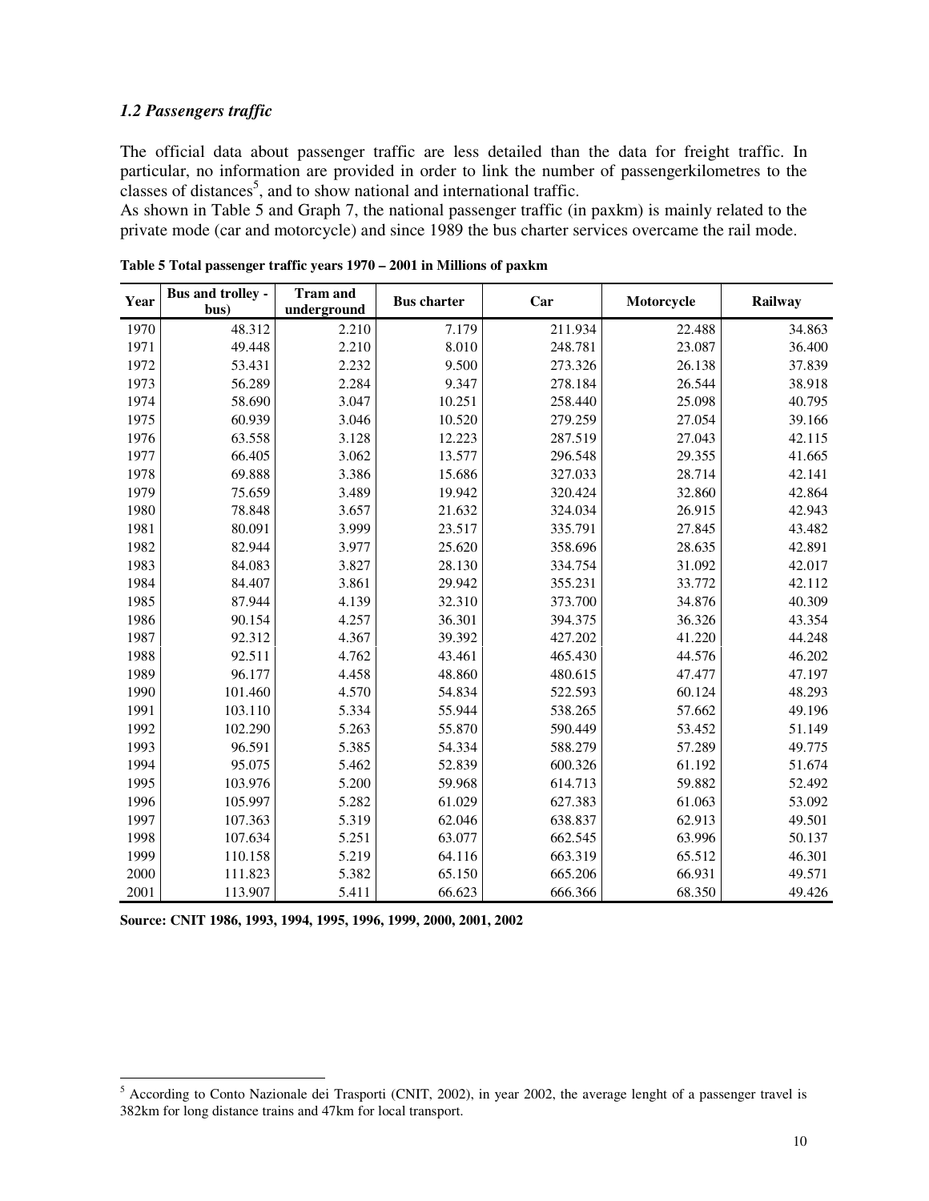### *1.2 Passengers traffic*

The official data about passenger traffic are less detailed than the data for freight traffic. In particular, no information are provided in order to link the number of passengerkilometres to the classes of distances[5], and to show national and international traffic.

As shown in Table 5 and Graph 7, the national passenger traffic (in paxkm) is mainly related to the private mode (car and motorcycle) and since 1989 the bus charter services overcame the rail mode.

**Table 5 Total passenger traffic years 1970 – 2001 in Millions of paxkm**

| Year | Bus and trolley - bus) | Tram and underground | Bus charter | Car | Motorcycle | Railway |
|---|---|---|---|---|---|---|
| 1970 | 48.312 | 2.210 | 7.179 | 211.934 | 22.488 | 34.863 |
| 1971 | 49.448 | 2.210 | 8.010 | 248.781 | 23.087 | 36.400 |
| 1972 | 53.431 | 2.232 | 9.500 | 273.326 | 26.138 | 37.839 |
| 1973 | 56.289 | 2.284 | 9.347 | 278.184 | 26.544 | 38.918 |
| 1974 | 58.690 | 3.047 | 10.251 | 258.440 | 25.098 | 40.795 |
| 1975 | 60.939 | 3.046 | 10.520 | 279.259 | 27.054 | 39.166 |
| 1976 | 63.558 | 3.128 | 12.223 | 287.519 | 27.043 | 42.115 |
| 1977 | 66.405 | 3.062 | 13.577 | 296.548 | 29.355 | 41.665 |
| 1978 | 69.888 | 3.386 | 15.686 | 327.033 | 28.714 | 42.141 |
| 1979 | 75.659 | 3.489 | 19.942 | 320.424 | 32.860 | 42.864 |
| 1980 | 78.848 | 3.657 | 21.632 | 324.034 | 26.915 | 42.943 |
| 1981 | 80.091 | 3.999 | 23.517 | 335.791 | 27.845 | 43.482 |
| 1982 | 82.944 | 3.977 | 25.620 | 358.696 | 28.635 | 42.891 |
| 1983 | 84.083 | 3.827 | 28.130 | 334.754 | 31.092 | 42.017 |
| 1984 | 84.407 | 3.861 | 29.942 | 355.231 | 33.772 | 42.112 |
| 1985 | 87.944 | 4.139 | 32.310 | 373.700 | 34.876 | 40.309 |
| 1986 | 90.154 | 4.257 | 36.301 | 394.375 | 36.326 | 43.354 |
| 1987 | 92.312 | 4.367 | 39.392 | 427.202 | 41.220 | 44.248 |
| 1988 | 92.511 | 4.762 | 43.461 | 465.430 | 44.576 | 46.202 |
| 1989 | 96.177 | 4.458 | 48.860 | 480.615 | 47.477 | 47.197 |
| 1990 | 101.460 | 4.570 | 54.834 | 522.593 | 60.124 | 48.293 |
| 1991 | 103.110 | 5.334 | 55.944 | 538.265 | 57.662 | 49.196 |
| 1992 | 102.290 | 5.263 | 55.870 | 590.449 | 53.452 | 51.149 |
| 1993 | 96.591 | 5.385 | 54.334 | 588.279 | 57.289 | 49.775 |
| 1994 | 95.075 | 5.462 | 52.839 | 600.326 | 61.192 | 51.674 |
| 1995 | 103.976 | 5.200 | 59.968 | 614.713 | 59.882 | 52.492 |
| 1996 | 105.997 | 5.282 | 61.029 | 627.383 | 61.063 | 53.092 |
| 1997 | 107.363 | 5.319 | 62.046 | 638.837 | 62.913 | 49.501 |
| 1998 | 107.634 | 5.251 | 63.077 | 662.545 | 63.996 | 50.137 |
| 1999 | 110.158 | 5.219 | 64.116 | 663.319 | 65.512 | 46.301 |
| 2000 | 111.823 | 5.382 | 65.150 | 665.206 | 66.931 | 49.571 |
| 2001 | 113.907 | 5.411 | 66.623 | 666.366 | 68.350 | 49.426 |

**Source: CNIT 1986, 1993, 1994, 1995, 1996, 1999, 2000, 2001, 2002**

[5] According to Conto Nazionale dei Trasporti (CNIT, 2002), in year 2002, the average lenght of a passenger travel is 382km for long distance trains and 47km for local transport.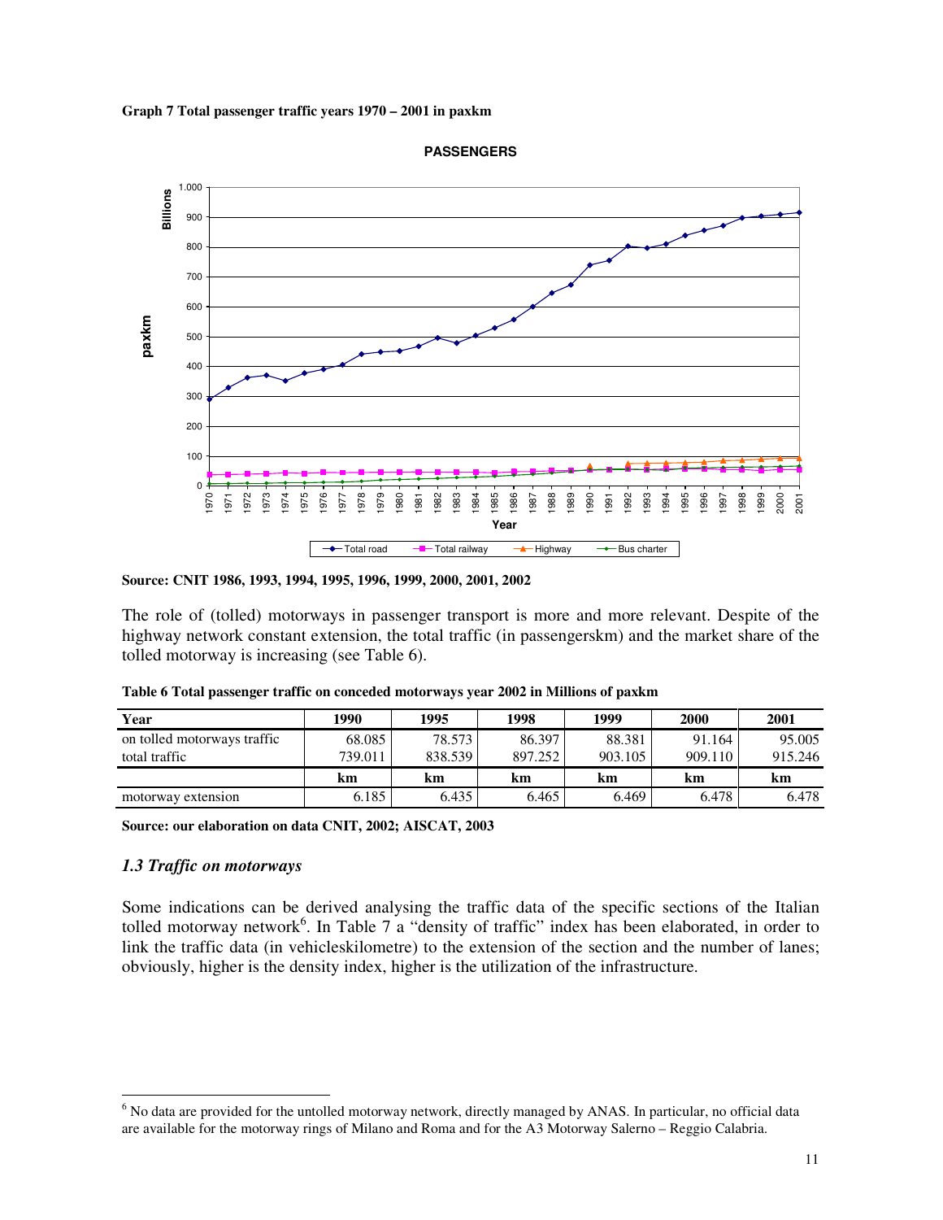**Graph 7 Total passenger traffic years 1970 – 2001 in paxkm**

**Source: CNIT 1986, 1993, 1994, 1995, 1996, 1999, 2000, 2001, 2002**

The role of (tolled) motorways in passenger transport is more and more relevant. Despite of the highway network constant extension, the total traffic (in passengerskm) and the market share of the tolled motorway is increasing (see Table 6).

**Table 6 Total passenger traffic on conceded motorways year 2002 in Millions of paxkm**

| Year | 1990 | 1995 | 1998 | 1999 | 2000 | 2001 |
|---|---|---|---|---|---|---|
| on tolled motorways traffic | 68.085 | 78.573 | 86.397 | 88.381 | 91.164 | 95.005 |
| total traffic | 739.011 | 838.539 | 897.252 | 903.105 | 909.110 | 915.246 |
| | **km** | **km** | **km** | **km** | **km** | **km** |
| motorway extension | 6.185 | 6.435 | 6.465 | 6.469 | 6.478 | 6.478 |

**Source: our elaboration on data CNIT, 2002; AISCAT, 2003**

### *1.3 Traffic on motorways*

Some indications can be derived analysing the traffic data of the specific sections of the Italian tolled motorway network[6]. In Table 7 a "density of traffic" index has been elaborated, in order to link the traffic data (in vehicleskilometre) to the extension of the section and the number of lanes; obviously, higher is the density index, higher is the utilization of the infrastructure.

[6] No data are provided for the untolled motorway network, directly managed by ANAS. In particular, no official data are available for the motorway rings of Milano and Roma and for the A3 Motorway Salerno – Reggio Calabria.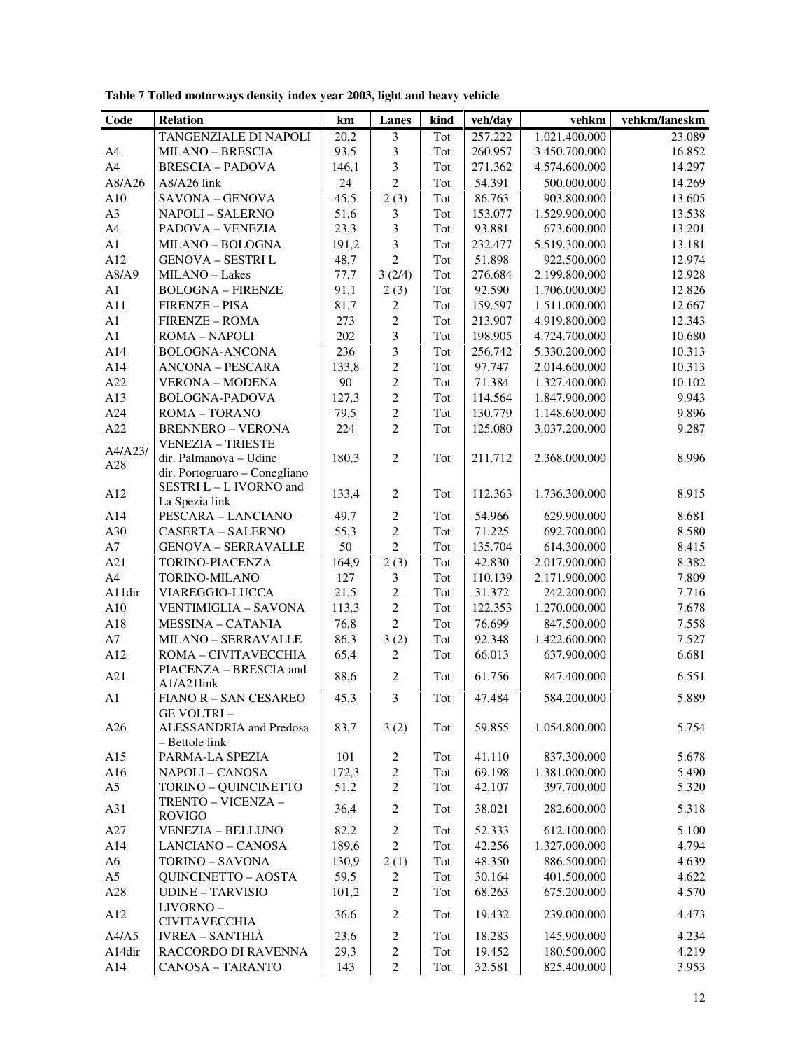**Table 7 Tolled motorways density index year 2003, light and heavy vehicle**

| Code | Relation | km | Lanes | kind | veh/day | vehkm | vehkm/laneskm |
|---|---|---|---|---|---|---|---|
| | TANGENZIALE DI NAPOLI | 20,2 | 3 | Tot | 257.222 | 1.021.400.000 | 23.089 |
| A4 | MILANO – BRESCIA | 93,5 | 3 | Tot | 260.957 | 3.450.700.000 | 16.852 |
| A4 | BRESCIA – PADOVA | 146,1 | 3 | Tot | 271.362 | 4.574.600.000 | 14.297 |
| A8/A26 | A8/A26 link | 24 | 2 | Tot | 54.391 | 500.000.000 | 14.269 |
| A10 | SAVONA – GENOVA | 45,5 | 2 (3) | Tot | 86.763 | 903.800.000 | 13.605 |
| A3 | NAPOLI – SALERNO | 51,6 | 3 | Tot | 153.077 | 1.529.900.000 | 13.538 |
| A4 | PADOVA – VENEZIA | 23,3 | 3 | Tot | 93.881 | 673.600.000 | 13.201 |
| A1 | MILANO – BOLOGNA | 191,2 | 3 | Tot | 232.477 | 5.519.300.000 | 13.181 |
| A12 | GENOVA – SESTRI L | 48,7 | 2 | Tot | 51.898 | 922.500.000 | 12.974 |
| A8/A9 | MILANO – Lakes | 77,7 | 3 (2/4) | Tot | 276.684 | 2.199.800.000 | 12.928 |
| A1 | BOLOGNA – FIRENZE | 91,1 | 2 (3) | Tot | 92.590 | 1.706.000.000 | 12.826 |
| A11 | FIRENZE – PISA | 81,7 | 2 | Tot | 159.597 | 1.511.000.000 | 12.667 |
| A1 | FIRENZE – ROMA | 273 | 2 | Tot | 213.907 | 4.919.800.000 | 12.343 |
| A1 | ROMA – NAPOLI | 202 | 3 | Tot | 198.905 | 4.724.700.000 | 10.680 |
| A14 | BOLOGNA-ANCONA | 236 | 3 | Tot | 256.742 | 5.330.200.000 | 10.313 |
| A14 | ANCONA – PESCARA | 133,8 | 2 | Tot | 97.747 | 2.014.600.000 | 10.313 |
| A22 | VERONA – MODENA | 90 | 2 | Tot | 71.384 | 1.327.400.000 | 10.102 |
| A13 | BOLOGNA-PADOVA | 127,3 | 2 | Tot | 114.564 | 1.847.900.000 | 9.943 |
| A24 | ROMA – TORANO | 79,5 | 2 | Tot | 130.779 | 1.148.600.000 | 9.896 |
| A22 | BRENNERO – VERONA | 224 | 2 | Tot | 125.080 | 3.037.200.000 | 9.287 |
| A4/A23/ A28 | VENEZIA – TRIESTE dir. Palmanova – Udine dir. Portogruaro – Conegliano | 180,3 | 2 | Tot | 211.712 | 2.368.000.000 | 8.996 |
| A12 | SESTRI L – L IVORNO and La Spezia link | 133,4 | 2 | Tot | 112.363 | 1.736.300.000 | 8.915 |
| A14 | PESCARA – LANCIANO | 49,7 | 2 | Tot | 54.966 | 629.900.000 | 8.681 |
| A30 | CASERTA – SALERNO | 55,3 | 2 | Tot | 71.225 | 692.700.000 | 8.580 |
| A7 | GENOVA – SERRAVALLE | 50 | 2 | Tot | 135.704 | 614.300.000 | 8.415 |
| A21 | TORINO-PIACENZA | 164,9 | 2 (3) | Tot | 42.830 | 2.017.900.000 | 8.382 |
| A4 | TORINO-MILANO | 127 | 3 | Tot | 110.139 | 2.171.900.000 | 7.809 |
| A11dir | VIAREGGIO-LUCCA | 21,5 | 2 | Tot | 31.372 | 242.200.000 | 7.716 |
| A10 | VENTIMIGLIA – SAVONA | 113,3 | 2 | Tot | 122.353 | 1.270.000.000 | 7.678 |
| A18 | MESSINA – CATANIA | 76,8 | 2 | Tot | 76.699 | 847.500.000 | 7.558 |
| A7 | MILANO – SERRAVALLE | 86,3 | 3 (2) | Tot | 92.348 | 1.422.600.000 | 7.527 |
| A12 | ROMA – CIVITAVECCHIA | 65,4 | 2 | Tot | 66.013 | 637.900.000 | 6.681 |
| A21 | PIACENZA – BRESCIA and A1/A21link | 88,6 | 2 | Tot | 61.756 | 847.400.000 | 6.551 |
| A1 | FIANO R – SAN CESAREO | 45,3 | 3 | Tot | 47.484 | 584.200.000 | 5.889 |
| A26 | GE VOLTRI – ALESSANDRIA and Predosa – Bettole link | 83,7 | 3 (2) | Tot | 59.855 | 1.054.800.000 | 5.754 |
| A15 | PARMA-LA SPEZIA | 101 | 2 | Tot | 41.110 | 837.300.000 | 5.678 |
| A16 | NAPOLI – CANOSA | 172,3 | 2 | Tot | 69.198 | 1.381.000.000 | 5.490 |
| A5 | TORINO – QUINCINETTO | 51,2 | 2 | Tot | 42.107 | 397.700.000 | 5.320 |
| A31 | TRENTO – VICENZA – ROVIGO | 36,4 | 2 | Tot | 38.021 | 282.600.000 | 5.318 |
| A27 | VENEZIA – BELLUNO | 82,2 | 2 | Tot | 52.333 | 612.100.000 | 5.100 |
| A14 | LANCIANO – CANOSA | 189,6 | 2 | Tot | 42.256 | 1.327.000.000 | 4.794 |
| A6 | TORINO – SAVONA | 130,9 | 2 (1) | Tot | 48.350 | 886.500.000 | 4.639 |
| A5 | QUINCINETTO – AOSTA | 59,5 | 2 | Tot | 30.164 | 401.500.000 | 4.622 |
| A28 | UDINE – TARVISIO | 101,2 | 2 | Tot | 68.263 | 675.200.000 | 4.570 |
| A12 | LIVORNO – CIVITAVECCHIA | 36,6 | 2 | Tot | 19.432 | 239.000.000 | 4.473 |
| A4/A5 | IVREA – SANTHIÀ | 23,6 | 2 | Tot | 18.283 | 145.900.000 | 4.234 |
| A14dir | RACCORDO DI RAVENNA | 29,3 | 2 | Tot | 19.452 | 180.500.000 | 4.219 |
| A14 | CANOSA – TARANTO | 143 | 2 | Tot | 32.581 | 825.400.000 | 3.953 |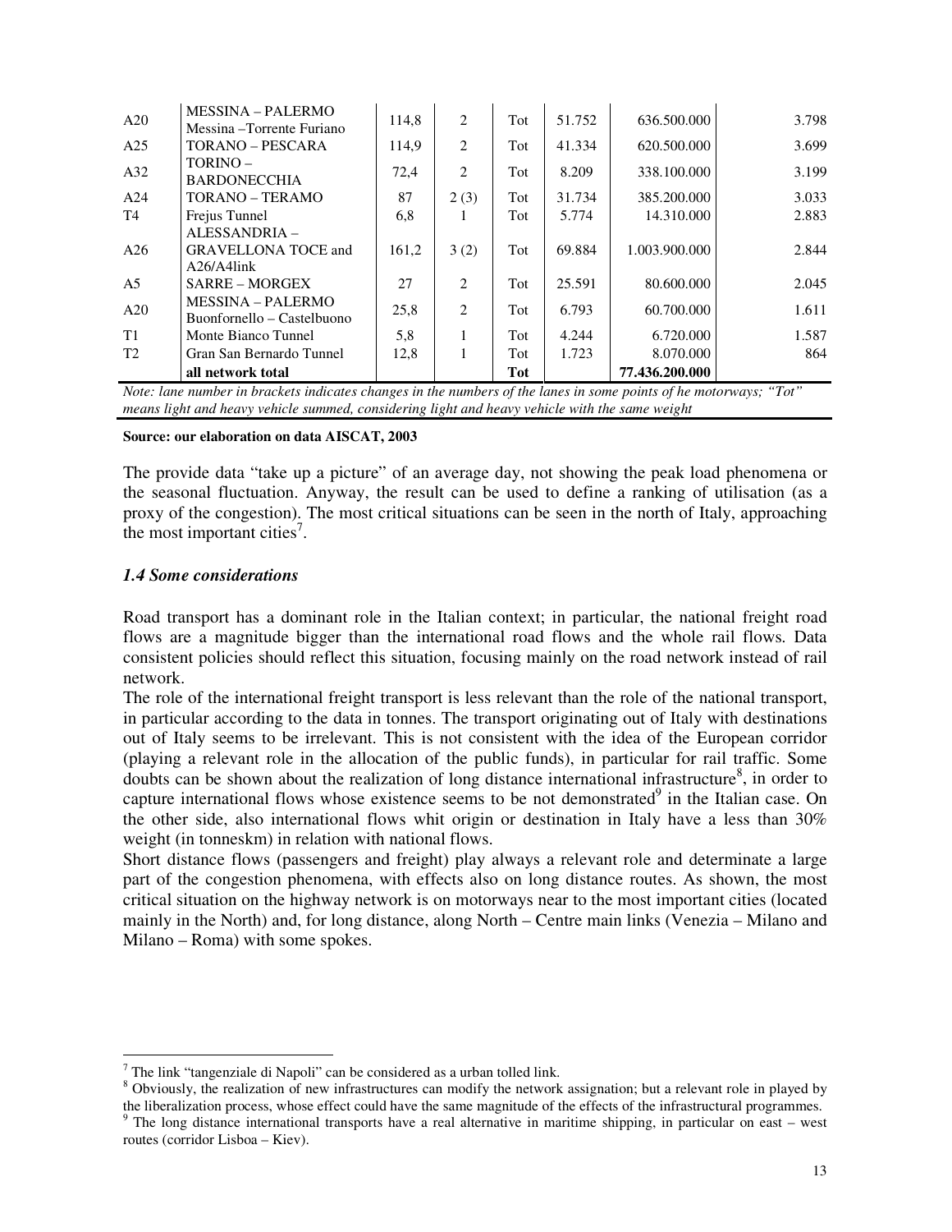| | | | | | | | |
|---|---|---|---|---|---|---|---|
| A20 | MESSINA – PALERMO Messina –Torrente Furiano | 114,8 | 2 | Tot | 51.752 | 636.500.000 | 3.798 |
| A25 | TORANO – PESCARA | 114,9 | 2 | Tot | 41.334 | 620.500.000 | 3.699 |
| A32 | TORINO – BARDONECCHIA | 72,4 | 2 | Tot | 8.209 | 338.100.000 | 3.199 |
| A24 | TORANO – TERAMO | 87 | 2 (3) | Tot | 31.734 | 385.200.000 | 3.033 |
| T4 | Frejus Tunnel | 6,8 | 1 | Tot | 5.774 | 14.310.000 | 2.883 |
| A26 | ALESSANDRIA – GRAVELLONA TOCE and A26/A4link | 161,2 | 3 (2) | Tot | 69.884 | 1.003.900.000 | 2.844 |
| A5 | SARRE – MORGEX | 27 | 2 | Tot | 25.591 | 80.600.000 | 2.045 |
| A20 | MESSINA – PALERMO Buonfornello – Castelbuono | 25,8 | 2 | Tot | 6.793 | 60.700.000 | 1.611 |
| T1 | Monte Bianco Tunnel | 5,8 | 1 | Tot | 4.244 | 6.720.000 | 1.587 |
| T2 | Gran San Bernardo Tunnel | 12,8 | 1 | Tot | 1.723 | 8.070.000 | 864 |
| | **all network total** | | | **Tot** | | **77.436.200.000** | |

*Note: lane number in brackets indicates changes in the numbers of the lanes in some points of he motorways; "Tot" means light and heavy vehicle summed, considering light and heavy vehicle with the same weight*

**Source: our elaboration on data AISCAT, 2003**

The provide data "take up a picture" of an average day, not showing the peak load phenomena or the seasonal fluctuation. Anyway, the result can be used to define a ranking of utilisation (as a proxy of the congestion). The most critical situations can be seen in the north of Italy, approaching the most important cities[7].

### *1.4 Some considerations*

Road transport has a dominant role in the Italian context; in particular, the national freight road flows are a magnitude bigger than the international road flows and the whole rail flows. Data consistent policies should reflect this situation, focusing mainly on the road network instead of rail network.

The role of the international freight transport is less relevant than the role of the national transport, in particular according to the data in tonnes. The transport originating out of Italy with destinations out of Italy seems to be irrelevant. This is not consistent with the idea of the European corridor (playing a relevant role in the allocation of the public funds), in particular for rail traffic. Some doubts can be shown about the realization of long distance international infrastructure[8], in order to capture international flows whose existence seems to be not demonstrated[9] in the Italian case. On the other side, also international flows whit origin or destination in Italy have a less than 30% weight (in tonneskm) in relation with national flows.

Short distance flows (passengers and freight) play always a relevant role and determinate a large part of the congestion phenomena, with effects also on long distance routes. As shown, the most critical situation on the highway network is on motorways near to the most important cities (located mainly in the North) and, for long distance, along North – Centre main links (Venezia – Milano and Milano – Roma) with some spokes.

---

[7] The link "tangenziale di Napoli" can be considered as a urban tolled link.

[8] Obviously, the realization of new infrastructures can modify the network assignation; but a relevant role in played by the liberalization process, whose effect could have the same magnitude of the effects of the infrastructural programmes.

[9] The long distance international transports have a real alternative in maritime shipping, in particular on east – west routes (corridor Lisboa – Kiev).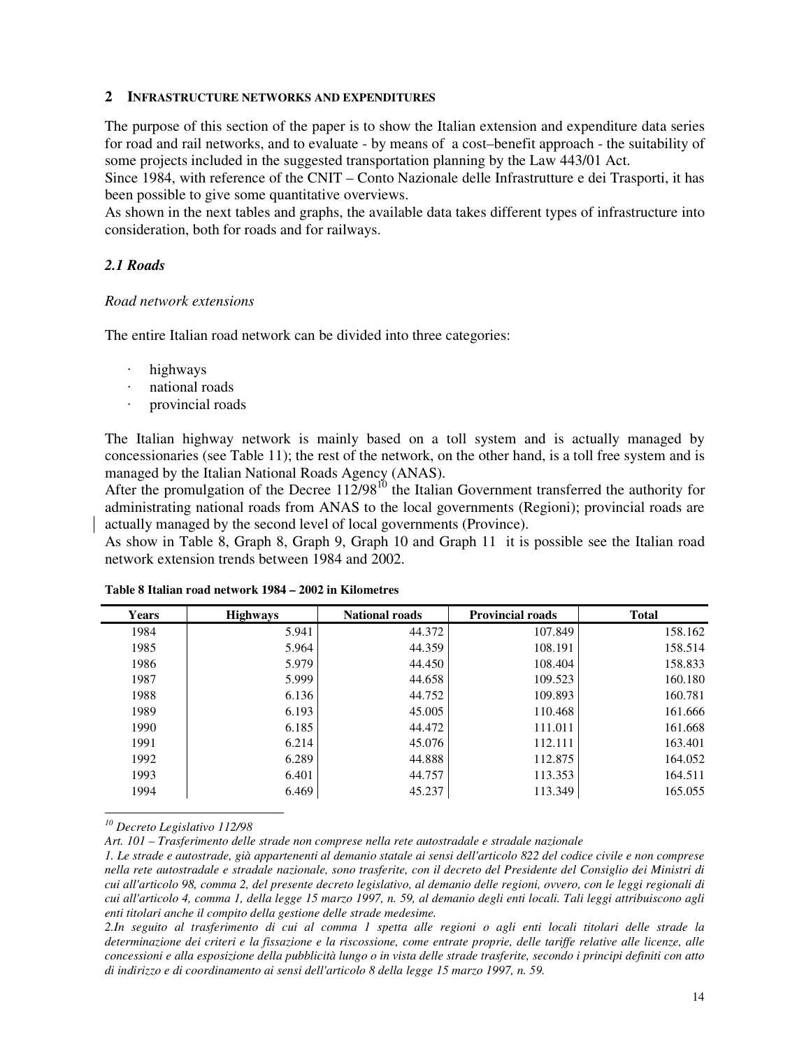## 2 INFRASTRUCTURE NETWORKS AND EXPENDITURES

The purpose of this section of the paper is to show the Italian extension and expenditure data series for road and rail networks, and to evaluate - by means of a cost–benefit approach - the suitability of some projects included in the suggested transportation planning by the Law 443/01 Act.

Since 1984, with reference of the CNIT – Conto Nazionale delle Infrastrutture e dei Trasporti, it has been possible to give some quantitative overviews.

As shown in the next tables and graphs, the available data takes different types of infrastructure into consideration, both for roads and for railways.

### *2.1 Roads*

*Road network extensions*

The entire Italian road network can be divided into three categories:

- highways
- national roads
- provincial roads

The Italian highway network is mainly based on a toll system and is actually managed by concessionaries (see Table 11); the rest of the network, on the other hand, is a toll free system and is managed by the Italian National Roads Agency (ANAS).

After the promulgation of the Decree 112/98[10] the Italian Government transferred the authority for administrating national roads from ANAS to the local governments (Regioni); provincial roads are actually managed by the second level of local governments (Province).

As show in Table 8, Graph 8, Graph 9, Graph 10 and Graph 11 it is possible see the Italian road network extension trends between 1984 and 2002.

**Table 8 Italian road network 1984 – 2002 in Kilometres**

| Years | Highways | National roads | Provincial roads | Total |
|---|---|---|---|---|
| 1984 | 5.941 | 44.372 | 107.849 | 158.162 |
| 1985 | 5.964 | 44.359 | 108.191 | 158.514 |
| 1986 | 5.979 | 44.450 | 108.404 | 158.833 |
| 1987 | 5.999 | 44.658 | 109.523 | 160.180 |
| 1988 | 6.136 | 44.752 | 109.893 | 160.781 |
| 1989 | 6.193 | 45.005 | 110.468 | 161.666 |
| 1990 | 6.185 | 44.472 | 111.011 | 161.668 |
| 1991 | 6.214 | 45.076 | 112.111 | 163.401 |
| 1992 | 6.289 | 44.888 | 112.875 | 164.052 |
| 1993 | 6.401 | 44.757 | 113.353 | 164.511 |
| 1994 | 6.469 | 45.237 | 113.349 | 165.055 |

[10] *Decreto Legislativo 112/98*

*Art. 101 – Trasferimento delle strade non comprese nella rete autostradale e stradale nazionale*

*1. Le strade e autostrade, già appartenenti al demanio statale ai sensi dell'articolo 822 del codice civile e non comprese nella rete autostradale e stradale nazionale, sono trasferite, con il decreto del Presidente del Consiglio dei Ministri di cui all'articolo 98, comma 2, del presente decreto legislativo, al demanio delle regioni, ovvero, con le leggi regionali di cui all'articolo 4, comma 1, della legge 15 marzo 1997, n. 59, al demanio degli enti locali. Tali leggi attribuiscono agli enti titolari anche il compito della gestione delle strade medesime.*

*2.In seguito al trasferimento di cui al comma 1 spetta alle regioni o agli enti locali titolari delle strade la determinazione dei criteri e la fissazione e la riscossione, come entrate proprie, delle tariffe relative alle licenze, alle concessioni e alla esposizione della pubblicità lungo o in vista delle strade trasferite, secondo i principi definiti con atto di indirizzo e di coordinamento ai sensi dell'articolo 8 della legge 15 marzo 1997, n. 59.*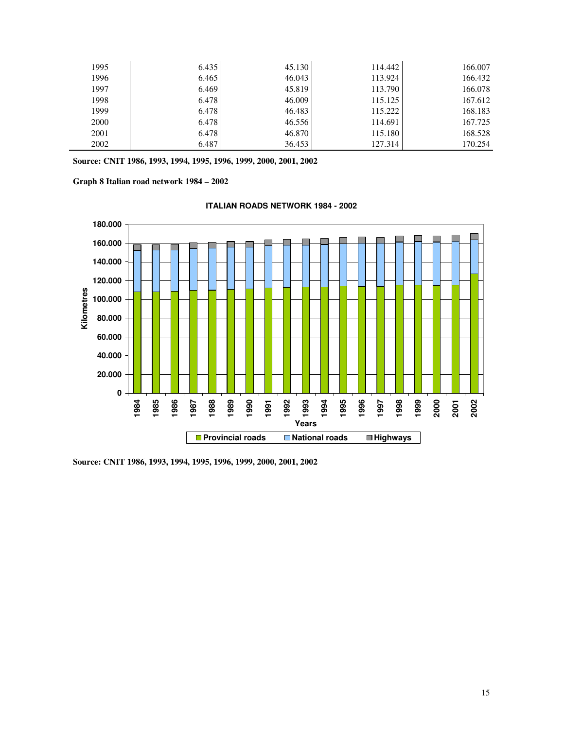| | | | | |
|---|---|---|---|---|
| 1995 | 6.435 | 45.130 | 114.442 | 166.007 |
| 1996 | 6.465 | 46.043 | 113.924 | 166.432 |
| 1997 | 6.469 | 45.819 | 113.790 | 166.078 |
| 1998 | 6.478 | 46.009 | 115.125 | 167.612 |
| 1999 | 6.478 | 46.483 | 115.222 | 168.183 |
| 2000 | 6.478 | 46.556 | 114.691 | 167.725 |
| 2001 | 6.478 | 46.870 | 115.180 | 168.528 |
| 2002 | 6.487 | 36.453 | 127.314 | 170.254 |

**Source: CNIT 1986, 1993, 1994, 1995, 1996, 1999, 2000, 2001, 2002**

**Graph 8 Italian road network 1984 – 2002**

**Source: CNIT 1986, 1993, 1994, 1995, 1996, 1999, 2000, 2001, 2002**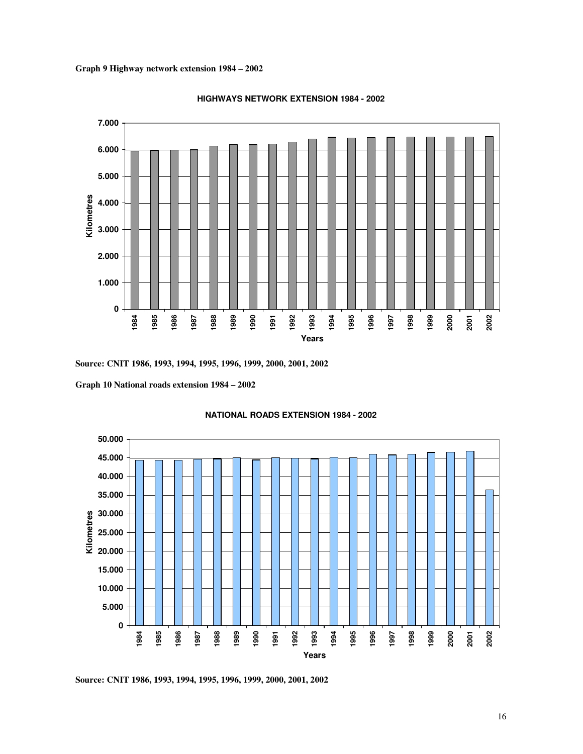**Graph 9 Highway network extension 1984 – 2002**

HIGHWAYS NETWORK EXTENSION 1984 - 2002

Source: CNIT 1986, 1993, 1994, 1995, 1996, 1999, 2000, 2001, 2002

**Graph 10 National roads extension 1984 – 2002**

NATIONAL ROADS EXTENSION 1984 - 2002

Source: CNIT 1986, 1993, 1994, 1995, 1996, 1999, 2000, 2001, 2002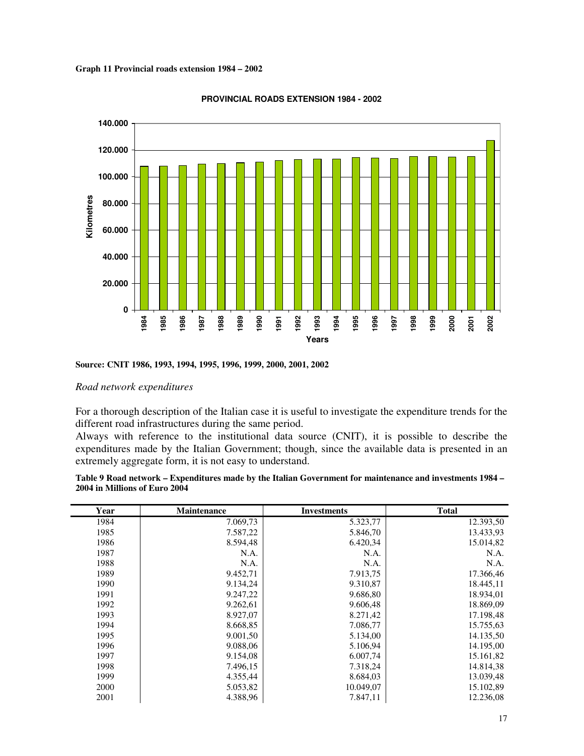**Graph 11 Provincial roads extension 1984 – 2002**

**Source: CNIT 1986, 1993, 1994, 1995, 1996, 1999, 2000, 2001, 2002**

*Road network expenditures*

For a thorough description of the Italian case it is useful to investigate the expenditure trends for the different road infrastructures during the same period.
Always with reference to the institutional data source (CNIT), it is possible to describe the expenditures made by the Italian Government; though, since the available data is presented in an extremely aggregate form, it is not easy to understand.

**Table 9 Road network – Expenditures made by the Italian Government for maintenance and investments 1984 – 2004 in Millions of Euro 2004**

| Year | Maintenance | Investments | Total |
|---|---|---|---|
| 1984 | 7.069,73 | 5.323,77 | 12.393,50 |
| 1985 | 7.587,22 | 5.846,70 | 13.433,93 |
| 1986 | 8.594,48 | 6.420,34 | 15.014,82 |
| 1987 | N.A. | N.A. | N.A. |
| 1988 | N.A. | N.A. | N.A. |
| 1989 | 9.452,71 | 7.913,75 | 17.366,46 |
| 1990 | 9.134,24 | 9.310,87 | 18.445,11 |
| 1991 | 9.247,22 | 9.686,80 | 18.934,01 |
| 1992 | 9.262,61 | 9.606,48 | 18.869,09 |
| 1993 | 8.927,07 | 8.271,42 | 17.198,48 |
| 1994 | 8.668,85 | 7.086,77 | 15.755,63 |
| 1995 | 9.001,50 | 5.134,00 | 14.135,50 |
| 1996 | 9.088,06 | 5.106,94 | 14.195,00 |
| 1997 | 9.154,08 | 6.007,74 | 15.161,82 |
| 1998 | 7.496,15 | 7.318,24 | 14.814,38 |
| 1999 | 4.355,44 | 8.684,03 | 13.039,48 |
| 2000 | 5.053,82 | 10.049,07 | 15.102,89 |
| 2001 | 4.388,96 | 7.847,11 | 12.236,08 |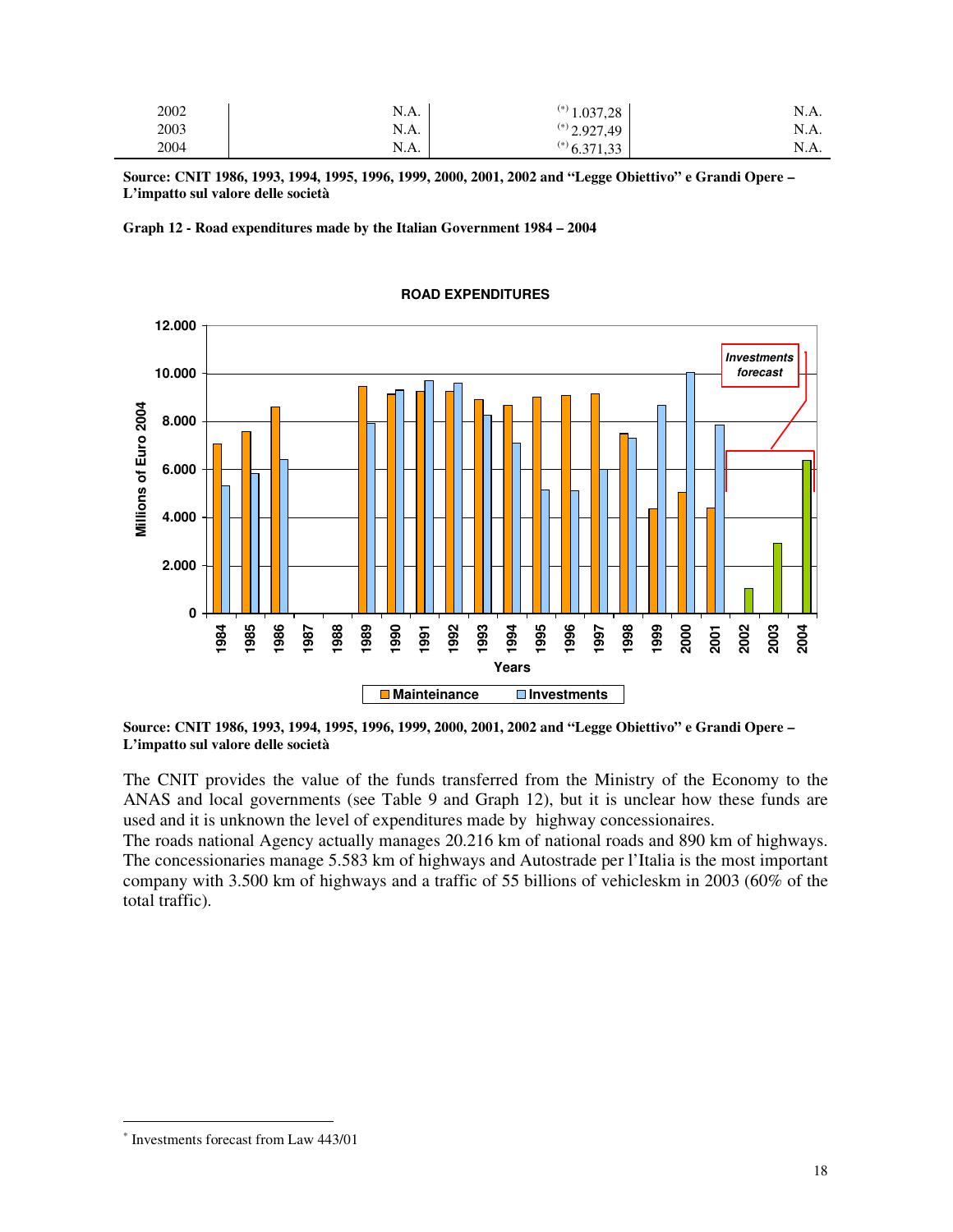| 2002 | N.A. | (*) 1.037,28 | N.A. |
|---|---|---|---|
| 2003 | N.A. | (*) 2.927,49 | N.A. |
| 2004 | N.A. | (*) 6.371,33 | N.A. |

**Source: CNIT 1986, 1993, 1994, 1995, 1996, 1999, 2000, 2001, 2002 and "Legge Obiettivo" e Grandi Opere – L'impatto sul valore delle società**

**Graph 12 - Road expenditures made by the Italian Government 1984 – 2004**

**Source: CNIT 1986, 1993, 1994, 1995, 1996, 1999, 2000, 2001, 2002 and "Legge Obiettivo" e Grandi Opere – L'impatto sul valore delle società**

The CNIT provides the value of the funds transferred from the Ministry of the Economy to the ANAS and local governments (see Table 9 and Graph 12), but it is unclear how these funds are used and it is unknown the level of expenditures made by highway concessionaires.
The roads national Agency actually manages 20.216 km of national roads and 890 km of highways. The concessionaries manage 5.583 km of highways and Autostrade per l'Italia is the most important company with 3.500 km of highways and a traffic of 55 billions of vehicleskm in 2003 (60% of the total traffic).

* Investments forecast from Law 443/01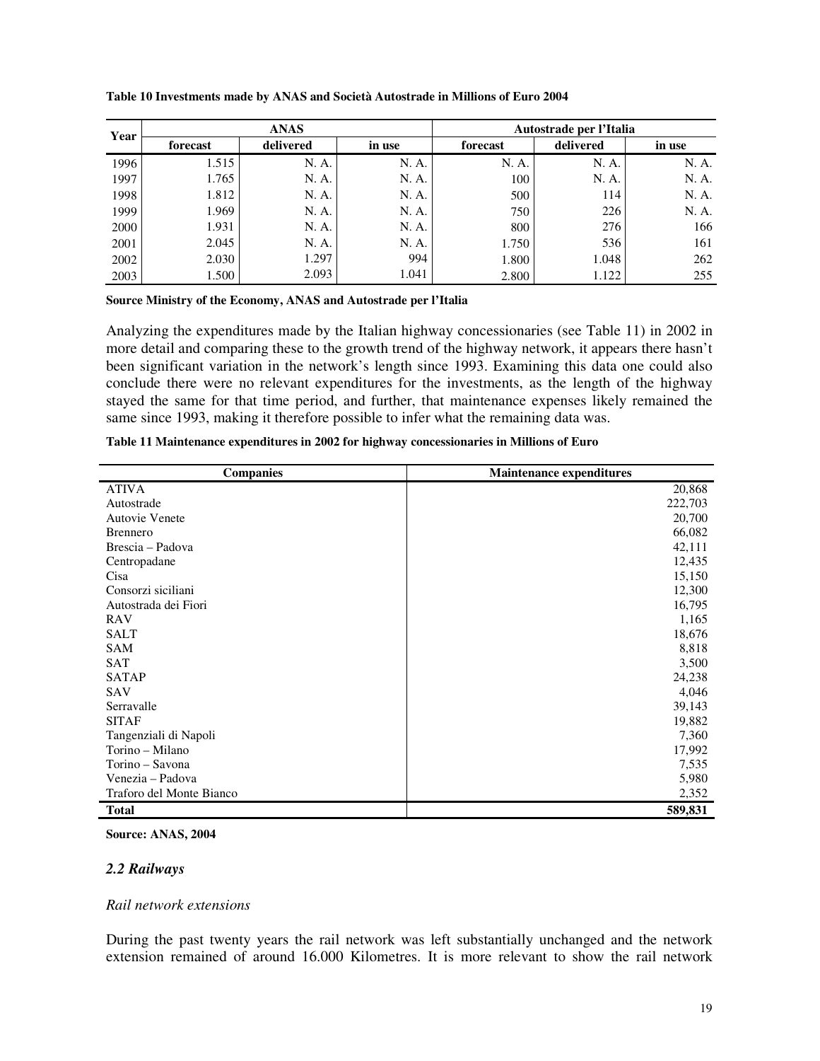**Table 10 Investments made by ANAS and Società Autostrade in Millions of Euro 2004**

| Year | ANAS | | | Autostrade per l'Italia | | |
|---|---|---|---|---|---|---|
| | forecast | delivered | in use | forecast | delivered | in use |
| 1996 | 1.515 | N. A. | N. A. | N. A. | N. A. | N. A. |
| 1997 | 1.765 | N. A. | N. A. | 100 | N. A. | N. A. |
| 1998 | 1.812 | N. A. | N. A. | 500 | 114 | N. A. |
| 1999 | 1.969 | N. A. | N. A. | 750 | 226 | N. A. |
| 2000 | 1.931 | N. A. | N. A. | 800 | 276 | 166 |
| 2001 | 2.045 | N. A. | N. A. | 1.750 | 536 | 161 |
| 2002 | 2.030 | 1.297 | 994 | 1.800 | 1.048 | 262 |
| 2003 | 1.500 | 2.093 | 1.041 | 2.800 | 1.122 | 255 |

**Source Ministry of the Economy, ANAS and Autostrade per l'Italia**

Analyzing the expenditures made by the Italian highway concessionaries (see Table 11) in 2002 in more detail and comparing these to the growth trend of the highway network, it appears there hasn't been significant variation in the network's length since 1993. Examining this data one could also conclude there were no relevant expenditures for the investments, as the length of the highway stayed the same for that time period, and further, that maintenance expenses likely remained the same since 1993, making it therefore possible to infer what the remaining data was.

**Table 11 Maintenance expenditures in 2002 for highway concessionaries in Millions of Euro**

| Companies | Maintenance expenditures |
|---|---|
| ATIVA | 20,868 |
| Autostrade | 222,703 |
| Autovie Venete | 20,700 |
| Brennero | 66,082 |
| Brescia – Padova | 42,111 |
| Centropadane | 12,435 |
| Cisa | 15,150 |
| Consorzi siciliani | 12,300 |
| Autostrada dei Fiori | 16,795 |
| RAV | 1,165 |
| SALT | 18,676 |
| SAM | 8,818 |
| SAT | 3,500 |
| SATAP | 24,238 |
| SAV | 4,046 |
| Serravalle | 39,143 |
| SITAF | 19,882 |
| Tangenziali di Napoli | 7,360 |
| Torino – Milano | 17,992 |
| Torino – Savona | 7,535 |
| Venezia – Padova | 5,980 |
| Traforo del Monte Bianco | 2,352 |
| **Total** | **589,831** |

**Source: ANAS, 2004**

### *2.2 Railways*

*Rail network extensions*

During the past twenty years the rail network was left substantially unchanged and the network extension remained of around 16.000 Kilometres. It is more relevant to show the rail network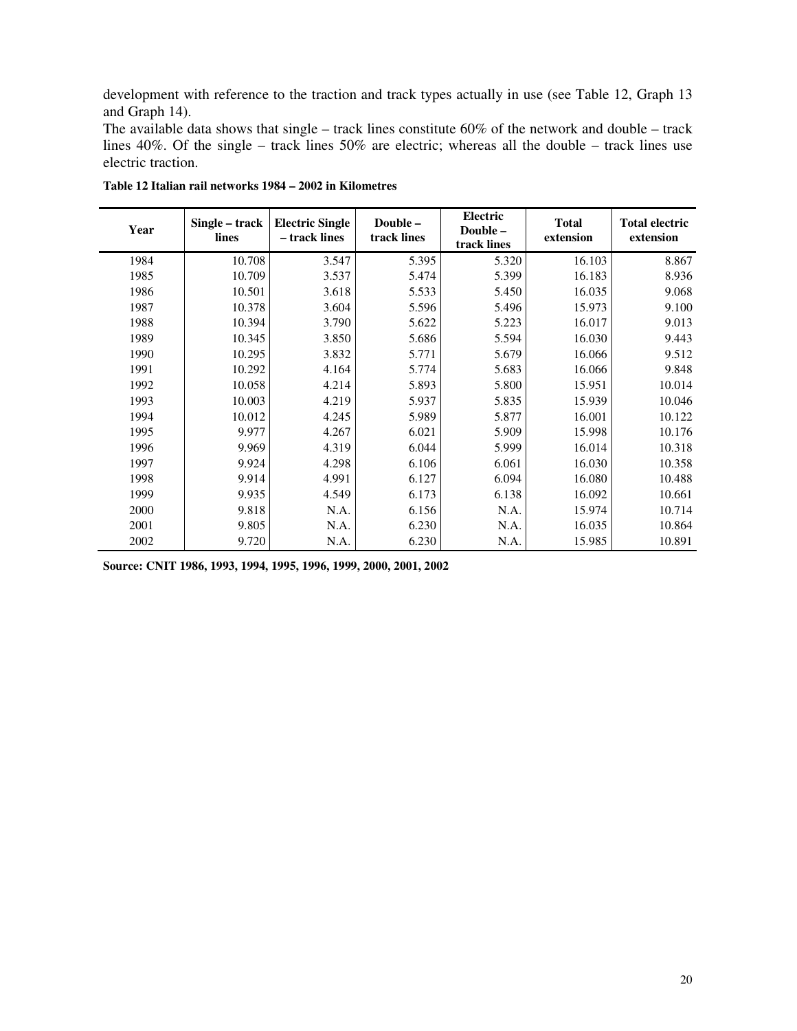development with reference to the traction and track types actually in use (see Table 12, Graph 13 and Graph 14).
The available data shows that single – track lines constitute 60% of the network and double – track lines 40%. Of the single – track lines 50% are electric; whereas all the double – track lines use electric traction.

**Table 12 Italian rail networks 1984 – 2002 in Kilometres**

| Year | Single – track lines | Electric Single – track lines | Double – track lines | Electric Double – track lines | Total extension | Total electric extension |
|---|---|---|---|---|---|---|
| 1984 | 10.708 | 3.547 | 5.395 | 5.320 | 16.103 | 8.867 |
| 1985 | 10.709 | 3.537 | 5.474 | 5.399 | 16.183 | 8.936 |
| 1986 | 10.501 | 3.618 | 5.533 | 5.450 | 16.035 | 9.068 |
| 1987 | 10.378 | 3.604 | 5.596 | 5.496 | 15.973 | 9.100 |
| 1988 | 10.394 | 3.790 | 5.622 | 5.223 | 16.017 | 9.013 |
| 1989 | 10.345 | 3.850 | 5.686 | 5.594 | 16.030 | 9.443 |
| 1990 | 10.295 | 3.832 | 5.771 | 5.679 | 16.066 | 9.512 |
| 1991 | 10.292 | 4.164 | 5.774 | 5.683 | 16.066 | 9.848 |
| 1992 | 10.058 | 4.214 | 5.893 | 5.800 | 15.951 | 10.014 |
| 1993 | 10.003 | 4.219 | 5.937 | 5.835 | 15.939 | 10.046 |
| 1994 | 10.012 | 4.245 | 5.989 | 5.877 | 16.001 | 10.122 |
| 1995 | 9.977 | 4.267 | 6.021 | 5.909 | 15.998 | 10.176 |
| 1996 | 9.969 | 4.319 | 6.044 | 5.999 | 16.014 | 10.318 |
| 1997 | 9.924 | 4.298 | 6.106 | 6.061 | 16.030 | 10.358 |
| 1998 | 9.914 | 4.991 | 6.127 | 6.094 | 16.080 | 10.488 |
| 1999 | 9.935 | 4.549 | 6.173 | 6.138 | 16.092 | 10.661 |
| 2000 | 9.818 | N.A. | 6.156 | N.A. | 15.974 | 10.714 |
| 2001 | 9.805 | N.A. | 6.230 | N.A. | 16.035 | 10.864 |
| 2002 | 9.720 | N.A. | 6.230 | N.A. | 15.985 | 10.891 |

**Source: CNIT 1986, 1993, 1994, 1995, 1996, 1999, 2000, 2001, 2002**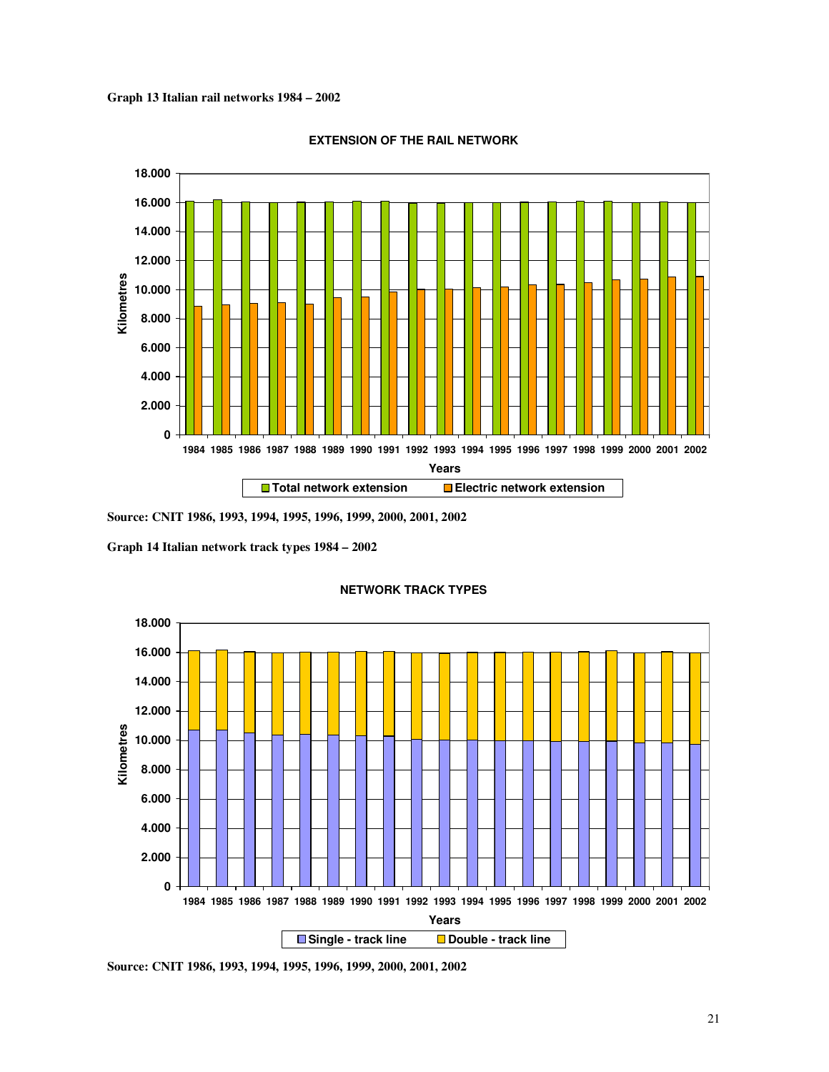**Graph 13 Italian rail networks 1984 – 2002**

**Source: CNIT 1986, 1993, 1994, 1995, 1996, 1999, 2000, 2001, 2002**

**Graph 14 Italian network track types 1984 – 2002**

**Source: CNIT 1986, 1993, 1994, 1995, 1996, 1999, 2000, 2001, 2002**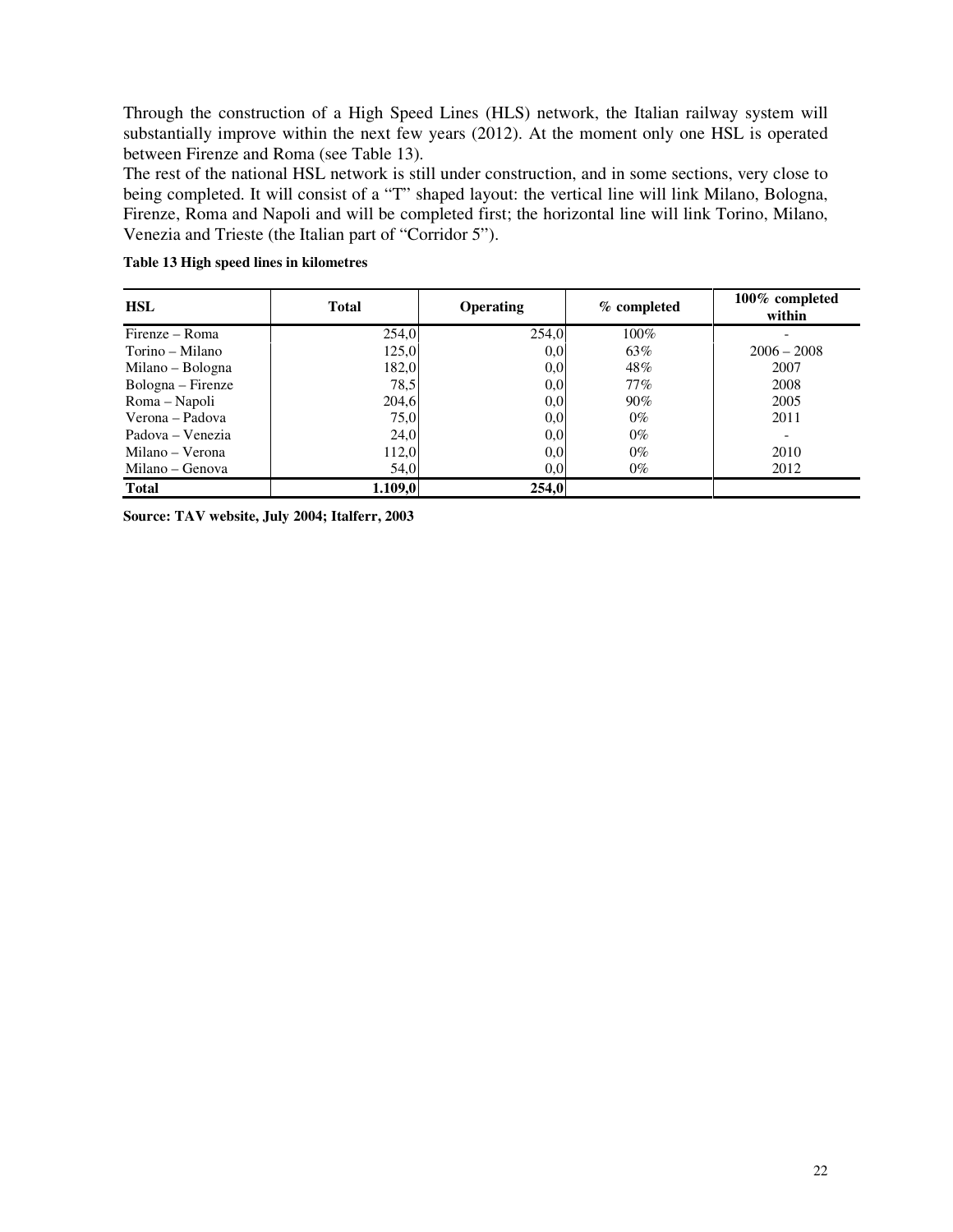Through the construction of a High Speed Lines (HLS) network, the Italian railway system will substantially improve within the next few years (2012). At the moment only one HSL is operated between Firenze and Roma (see Table 13).

The rest of the national HSL network is still under construction, and in some sections, very close to being completed. It will consist of a "T" shaped layout: the vertical line will link Milano, Bologna, Firenze, Roma and Napoli and will be completed first; the horizontal line will link Torino, Milano, Venezia and Trieste (the Italian part of "Corridor 5").

**Table 13 High speed lines in kilometres**

| HSL | Total | Operating | % completed | 100% completed within |
|---|---|---|---|---|
| Firenze – Roma | 254,0 | 254,0 | 100% | - |
| Torino – Milano | 125,0 | 0,0 | 63% | 2006 – 2008 |
| Milano – Bologna | 182,0 | 0,0 | 48% | 2007 |
| Bologna – Firenze | 78,5 | 0,0 | 77% | 2008 |
| Roma – Napoli | 204,6 | 0,0 | 90% | 2005 |
| Verona – Padova | 75,0 | 0,0 | 0% | 2011 |
| Padova – Venezia | 24,0 | 0,0 | 0% | - |
| Milano – Verona | 112,0 | 0,0 | 0% | 2010 |
| Milano – Genova | 54,0 | 0,0 | 0% | 2012 |
| **Total** | **1.109,0** | **254,0** | | |

**Source: TAV website, July 2004; Italferr, 2003**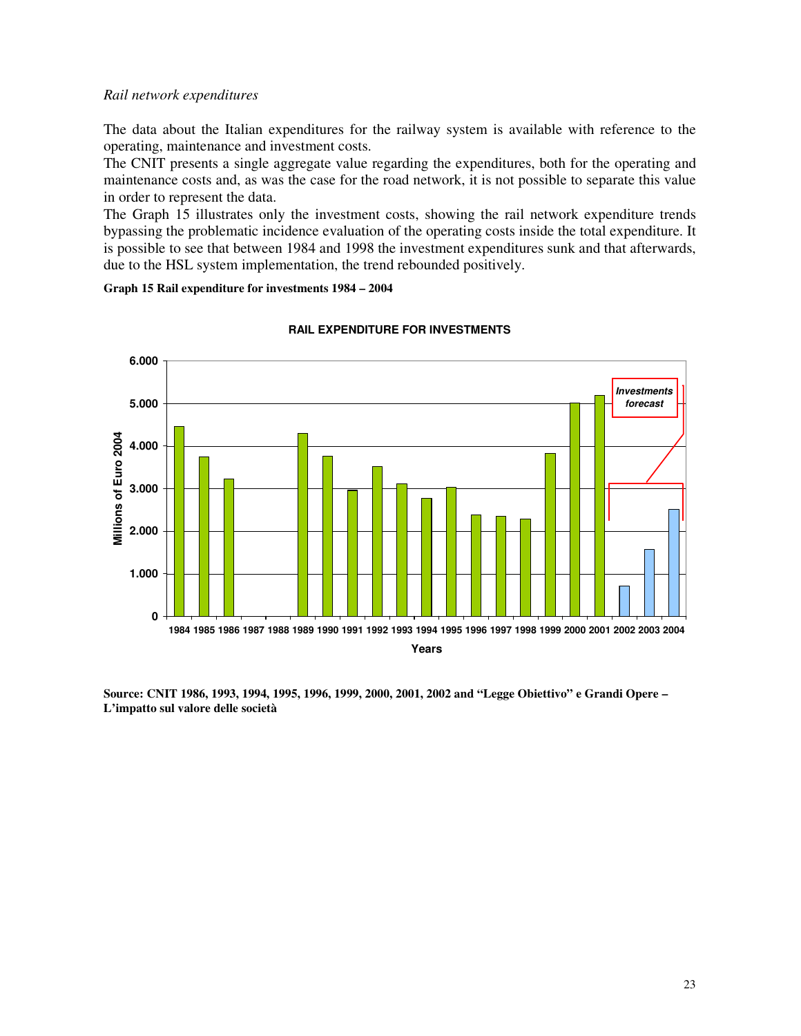*Rail network expenditures*

The data about the Italian expenditures for the railway system is available with reference to the operating, maintenance and investment costs.

The CNIT presents a single aggregate value regarding the expenditures, both for the operating and maintenance costs and, as was the case for the road network, it is not possible to separate this value in order to represent the data.

The Graph 15 illustrates only the investment costs, showing the rail network expenditure trends bypassing the problematic incidence evaluation of the operating costs inside the total expenditure. It is possible to see that between 1984 and 1998 the investment expenditures sunk and that afterwards, due to the HSL system implementation, the trend rebounded positively.

**Graph 15 Rail expenditure for investments 1984 – 2004**

**Source: CNIT 1986, 1993, 1994, 1995, 1996, 1999, 2000, 2001, 2002 and "Legge Obiettivo" e Grandi Opere – L'impatto sul valore delle società**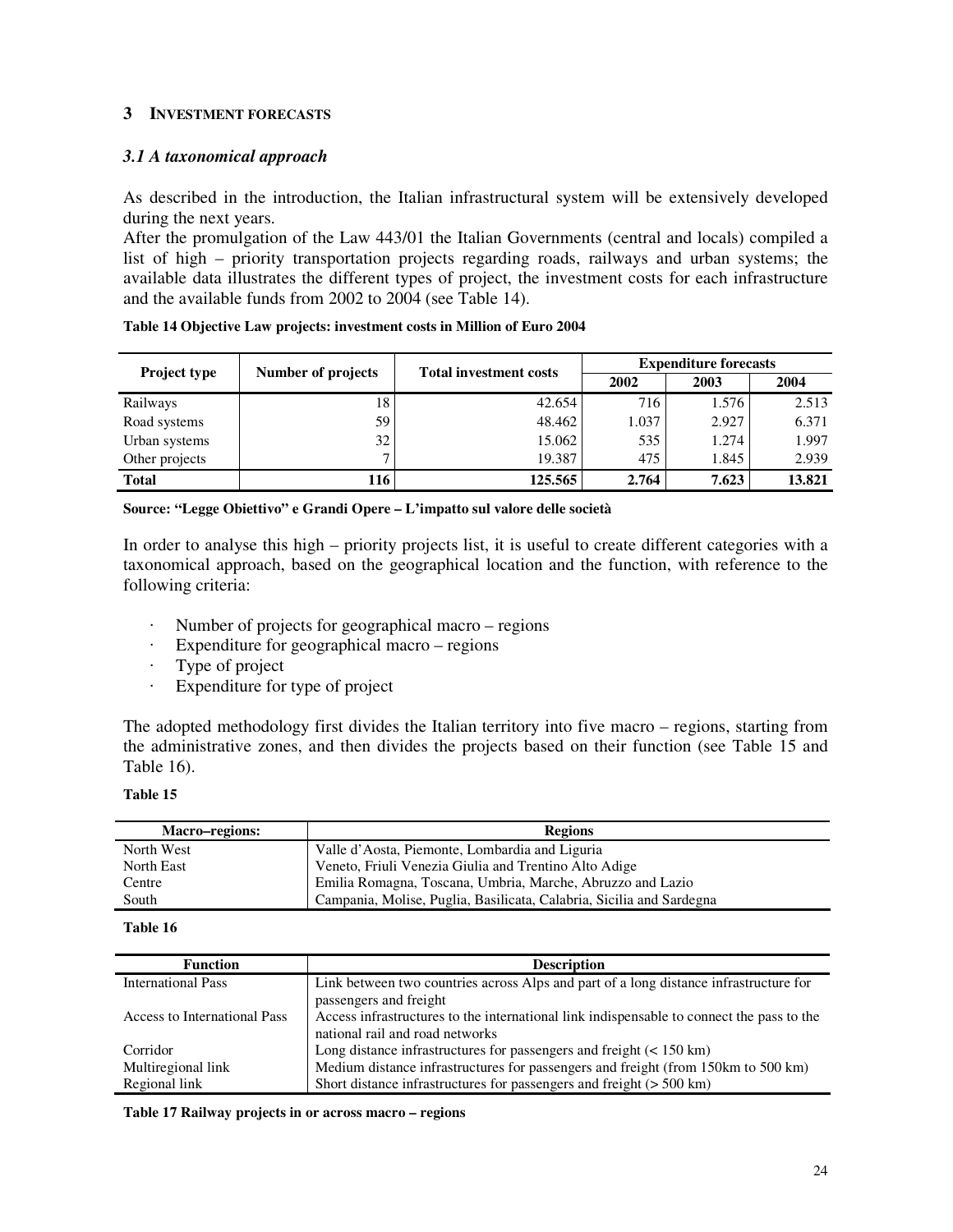## 3 INVESTMENT FORECASTS

### *3.1 A taxonomical approach*

As described in the introduction, the Italian infrastructural system will be extensively developed during the next years.

After the promulgation of the Law 443/01 the Italian Governments (central and locals) compiled a list of high – priority transportation projects regarding roads, railways and urban systems; the available data illustrates the different types of project, the investment costs for each infrastructure and the available funds from 2002 to 2004 (see Table 14).

**Table 14 Objective Law projects: investment costs in Million of Euro 2004**

| Project type | Number of projects | Total investment costs | Expenditure forecasts | | |
|---|---|---|---|---|---|
| | | | 2002 | 2003 | 2004 |
| Railways | 18 | 42.654 | 716 | 1.576 | 2.513 |
| Road systems | 59 | 48.462 | 1.037 | 2.927 | 6.371 |
| Urban systems | 32 | 15.062 | 535 | 1.274 | 1.997 |
| Other projects | 7 | 19.387 | 475 | 1.845 | 2.939 |
| **Total** | **116** | **125.565** | **2.764** | **7.623** | **13.821** |

**Source: "Legge Obiettivo" e Grandi Opere – L'impatto sul valore delle società**

In order to analyse this high – priority projects list, it is useful to create different categories with a taxonomical approach, based on the geographical location and the function, with reference to the following criteria:

- Number of projects for geographical macro – regions
- Expenditure for geographical macro – regions
- Type of project
- Expenditure for type of project

The adopted methodology first divides the Italian territory into five macro – regions, starting from the administrative zones, and then divides the projects based on their function (see Table 15 and Table 16).

**Table 15**

| Macro–regions: | Regions |
|---|---|
| North West | Valle d'Aosta, Piemonte, Lombardia and Liguria |
| North East | Veneto, Friuli Venezia Giulia and Trentino Alto Adige |
| Centre | Emilia Romagna, Toscana, Umbria, Marche, Abruzzo and Lazio |
| South | Campania, Molise, Puglia, Basilicata, Calabria, Sicilia and Sardegna |

**Table 16**

| Function | Description |
|---|---|
| International Pass | Link between two countries across Alps and part of a long distance infrastructure for passengers and freight |
| Access to International Pass | Access infrastructures to the international link indispensable to connect the pass to the national rail and road networks |
| Corridor | Long distance infrastructures for passengers and freight (< 150 km) |
| Multiregional link | Medium distance infrastructures for passengers and freight (from 150km to 500 km) |
| Regional link | Short distance infrastructures for passengers and freight (> 500 km) |

**Table 17 Railway projects in or across macro – regions**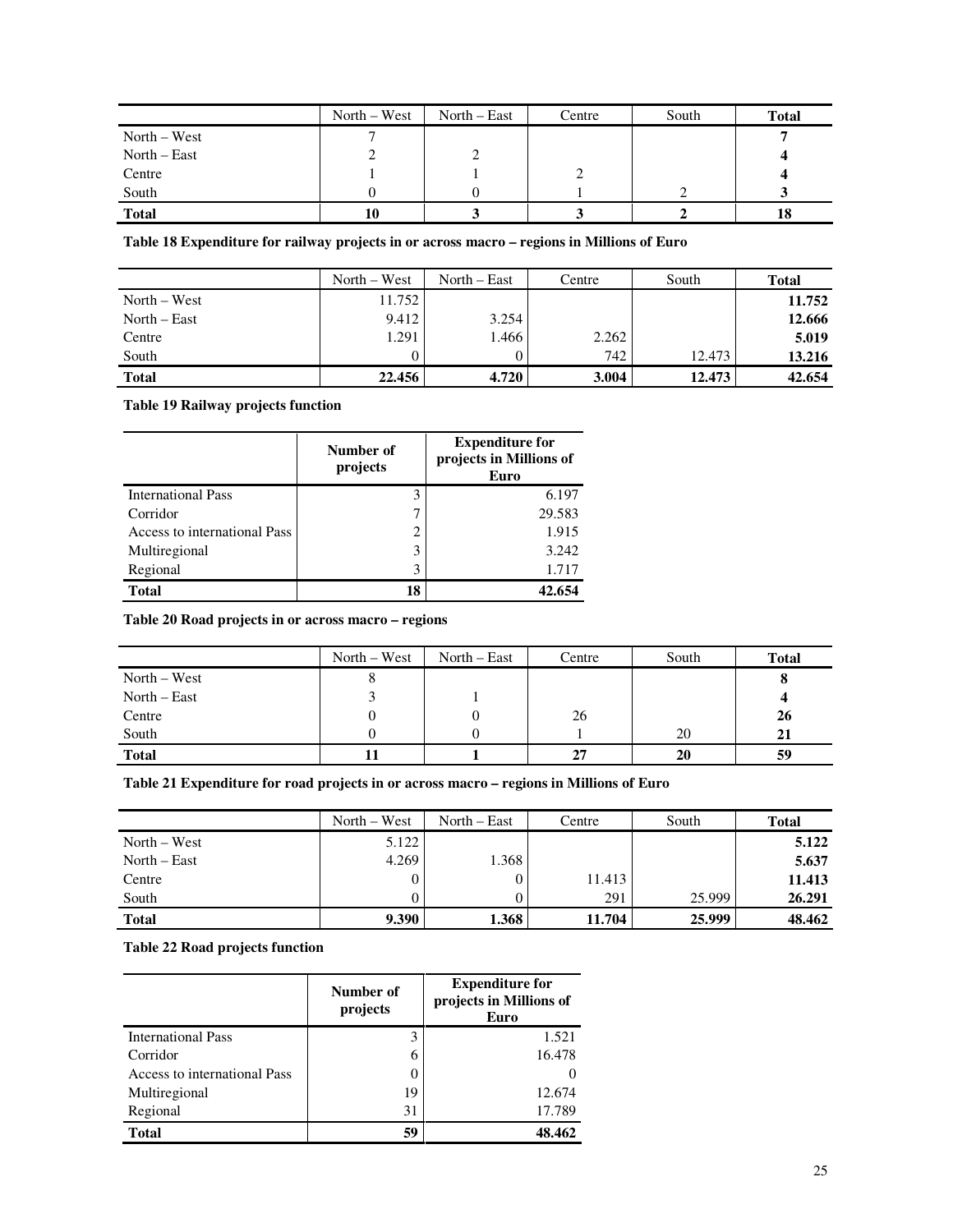| | North – West | North – East | Centre | South | **Total** |
|---|---|---|---|---|---|
| North – West | 7 | | | | **7** |
| North – East | 2 | 2 | | | **4** |
| Centre | 1 | 1 | 2 | | **4** |
| South | 0 | 0 | 1 | 2 | **3** |
| **Total** | **10** | **3** | **3** | **2** | **18** |

**Table 18 Expenditure for railway projects in or across macro – regions in Millions of Euro**

| | North – West | North – East | Centre | South | **Total** |
|---|---|---|---|---|---|
| North – West | 11.752 | | | | **11.752** |
| North – East | 9.412 | 3.254 | | | **12.666** |
| Centre | 1.291 | 1.466 | 2.262 | | **5.019** |
| South | 0 | 0 | 742 | 12.473 | **13.216** |
| **Total** | **22.456** | **4.720** | **3.004** | **12.473** | **42.654** |

**Table 19 Railway projects function**

| | **Number of projects** | **Expenditure for projects in Millions of Euro** |
|---|---|---|
| International Pass | 3 | 6.197 |
| Corridor | 7 | 29.583 |
| Access to international Pass | 2 | 1.915 |
| Multiregional | 3 | 3.242 |
| Regional | 3 | 1.717 |
| **Total** | **18** | **42.654** |

**Table 20 Road projects in or across macro – regions**

| | North – West | North – East | Centre | South | **Total** |
|---|---|---|---|---|---|
| North – West | 8 | | | | **8** |
| North – East | 3 | 1 | | | **4** |
| Centre | 0 | 0 | 26 | | **26** |
| South | 0 | 0 | 1 | 20 | **21** |
| **Total** | **11** | **1** | **27** | **20** | **59** |

**Table 21 Expenditure for road projects in or across macro – regions in Millions of Euro**

| | North – West | North – East | Centre | South | **Total** |
|---|---|---|---|---|---|
| North – West | 5.122 | | | | **5.122** |
| North – East | 4.269 | 1.368 | | | **5.637** |
| Centre | 0 | 0 | 11.413 | | **11.413** |
| South | 0 | 0 | 291 | 25.999 | **26.291** |
| **Total** | **9.390** | **1.368** | **11.704** | **25.999** | **48.462** |

**Table 22 Road projects function**

| | **Number of projects** | **Expenditure for projects in Millions of Euro** |
|---|---|---|
| International Pass | 3 | 1.521 |
| Corridor | 6 | 16.478 |
| Access to international Pass | 0 | 0 |
| Multiregional | 19 | 12.674 |
| Regional | 31 | 17.789 |
| **Total** | **59** | **48.462** |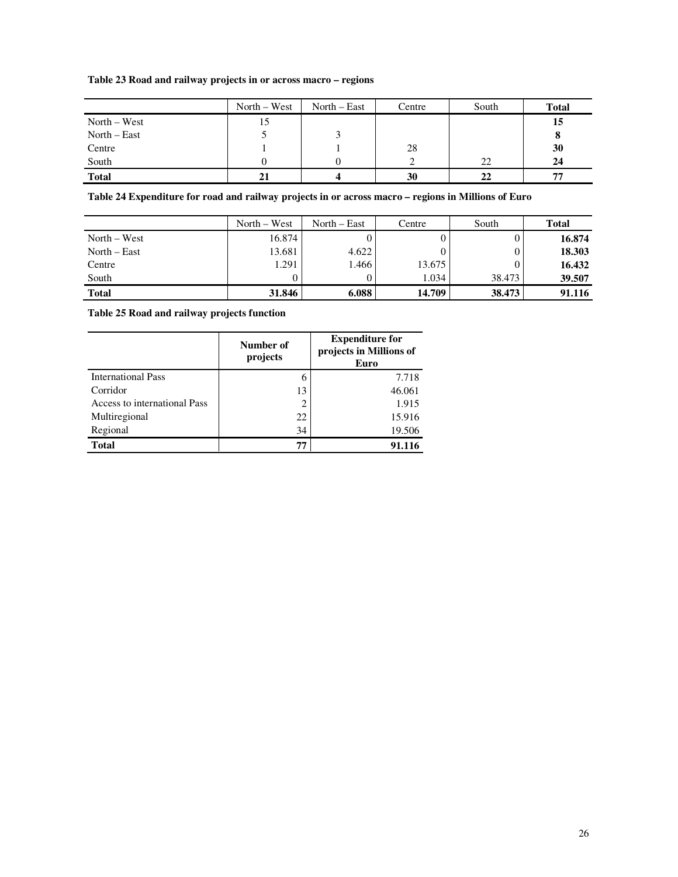**Table 23 Road and railway projects in or across macro – regions**

| | North – West | North – East | Centre | South | **Total** |
|---|---|---|---|---|---|
| North – West | 15 | | | | **15** |
| North – East | 5 | 3 | | | **8** |
| Centre | 1 | 1 | 28 | | **30** |
| South | 0 | 0 | 2 | 22 | **24** |
| **Total** | **21** | **4** | **30** | **22** | **77** |

**Table 24 Expenditure for road and railway projects in or across macro – regions in Millions of Euro**

| | North – West | North – East | Centre | South | **Total** |
|---|---|---|---|---|---|
| North – West | 16.874 | 0 | 0 | 0 | **16.874** |
| North – East | 13.681 | 4.622 | 0 | 0 | **18.303** |
| Centre | 1.291 | 1.466 | 13.675 | 0 | **16.432** |
| South | 0 | 0 | 1.034 | 38.473 | **39.507** |
| **Total** | **31.846** | **6.088** | **14.709** | **38.473** | **91.116** |

**Table 25 Road and railway projects function**

| | **Number of projects** | **Expenditure for projects in Millions of Euro** |
|---|---|---|
| International Pass | 6 | 7.718 |
| Corridor | 13 | 46.061 |
| Access to international Pass | 2 | 1.915 |
| Multiregional | 22 | 15.916 |
| Regional | 34 | 19.506 |
| **Total** | **77** | **91.116** |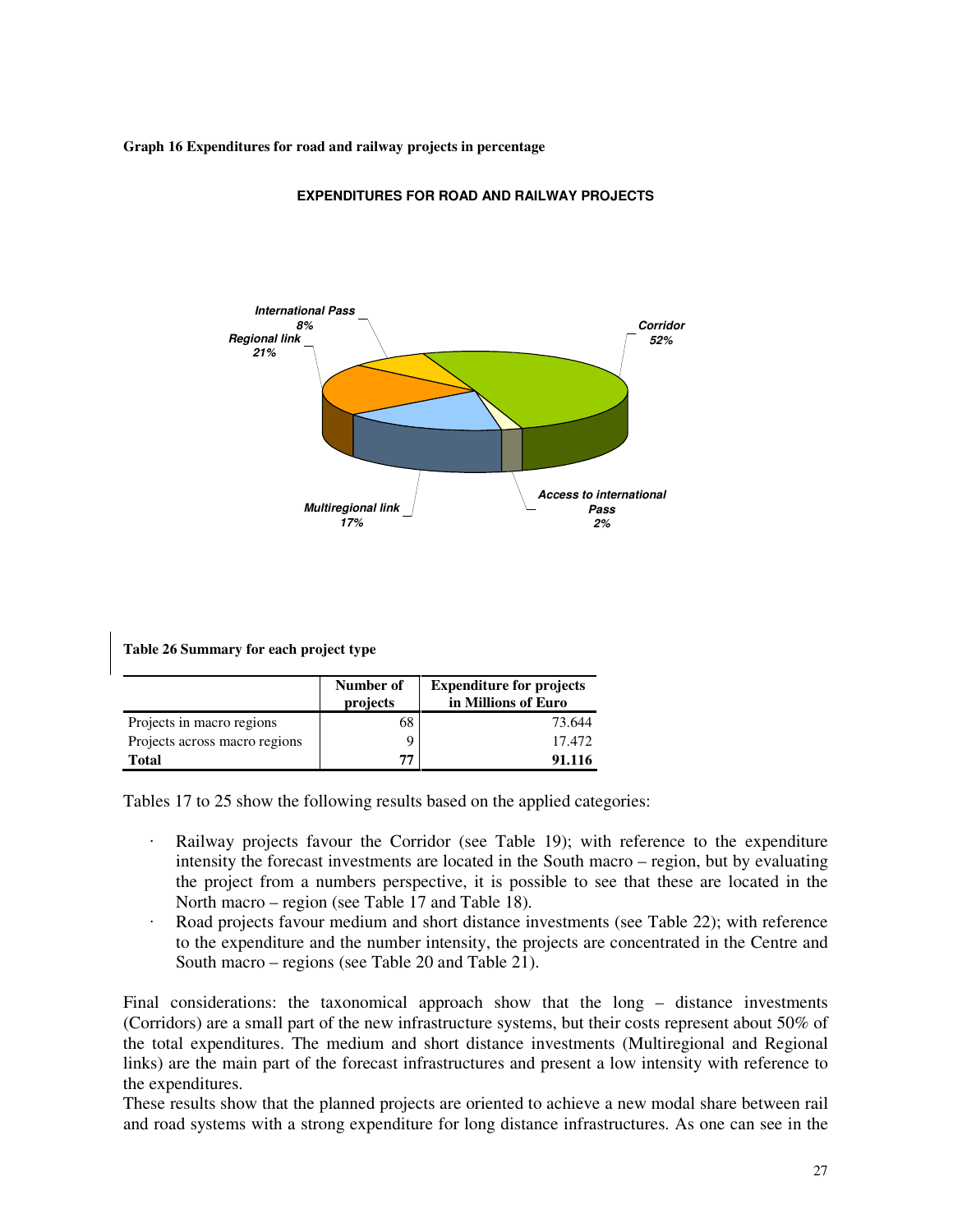**Graph 16 Expenditures for road and railway projects in percentage**

**Table 26 Summary for each project type**

| | Number of projects | Expenditure for projects in Millions of Euro |
|---|---|---|
| Projects in macro regions | 68 | 73.644 |
| Projects across macro regions | 9 | 17.472 |
| **Total** | **77** | **91.116** |

Tables 17 to 25 show the following results based on the applied categories:

- Railway projects favour the Corridor (see Table 19); with reference to the expenditure intensity the forecast investments are located in the South macro – region, but by evaluating the project from a numbers perspective, it is possible to see that these are located in the North macro – region (see Table 17 and Table 18).
- Road projects favour medium and short distance investments (see Table 22); with reference to the expenditure and the number intensity, the projects are concentrated in the Centre and South macro – regions (see Table 20 and Table 21).

Final considerations: the taxonomical approach show that the long – distance investments (Corridors) are a small part of the new infrastructure systems, but their costs represent about 50% of the total expenditures. The medium and short distance investments (Multiregional and Regional links) are the main part of the forecast infrastructures and present a low intensity with reference to the expenditures.

These results show that the planned projects are oriented to achieve a new modal share between rail and road systems with a strong expenditure for long distance infrastructures. As one can see in the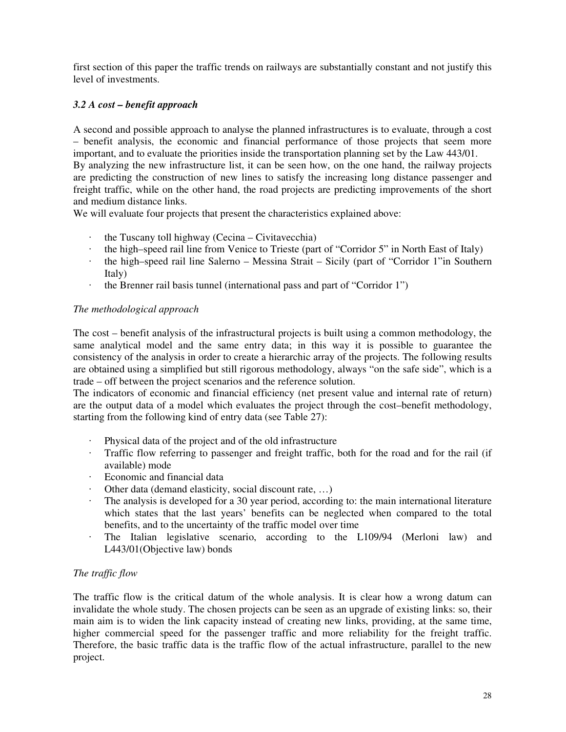first section of this paper the traffic trends on railways are substantially constant and not justify this level of investments.

### *3.2 A cost – benefit approach*

A second and possible approach to analyse the planned infrastructures is to evaluate, through a cost – benefit analysis, the economic and financial performance of those projects that seem more important, and to evaluate the priorities inside the transportation planning set by the Law 443/01.
By analyzing the new infrastructure list, it can be seen how, on the one hand, the railway projects are predicting the construction of new lines to satisfy the increasing long distance passenger and freight traffic, while on the other hand, the road projects are predicting improvements of the short and medium distance links.
We will evaluate four projects that present the characteristics explained above:

- the Tuscany toll highway (Cecina – Civitavecchia)
- the high–speed rail line from Venice to Trieste (part of "Corridor 5" in North East of Italy)
- the high–speed rail line Salerno – Messina Strait – Sicily (part of "Corridor 1"in Southern Italy)
- the Brenner rail basis tunnel (international pass and part of "Corridor 1")

*The methodological approach*

The cost – benefit analysis of the infrastructural projects is built using a common methodology, the same analytical model and the same entry data; in this way it is possible to guarantee the consistency of the analysis in order to create a hierarchic array of the projects. The following results are obtained using a simplified but still rigorous methodology, always "on the safe side", which is a trade – off between the project scenarios and the reference solution.
The indicators of economic and financial efficiency (net present value and internal rate of return) are the output data of a model which evaluates the project through the cost–benefit methodology, starting from the following kind of entry data (see Table 27):

- Physical data of the project and of the old infrastructure
- Traffic flow referring to passenger and freight traffic, both for the road and for the rail (if available) mode
- Economic and financial data
- Other data (demand elasticity, social discount rate, …)
- The analysis is developed for a 30 year period, according to: the main international literature which states that the last years' benefits can be neglected when compared to the total benefits, and to the uncertainty of the traffic model over time
- The Italian legislative scenario, according to the L109/94 (Merloni law) and L443/01(Objective law) bonds

*The traffic flow*

The traffic flow is the critical datum of the whole analysis. It is clear how a wrong datum can invalidate the whole study. The chosen projects can be seen as an upgrade of existing links: so, their main aim is to widen the link capacity instead of creating new links, providing, at the same time, higher commercial speed for the passenger traffic and more reliability for the freight traffic. Therefore, the basic traffic data is the traffic flow of the actual infrastructure, parallel to the new project.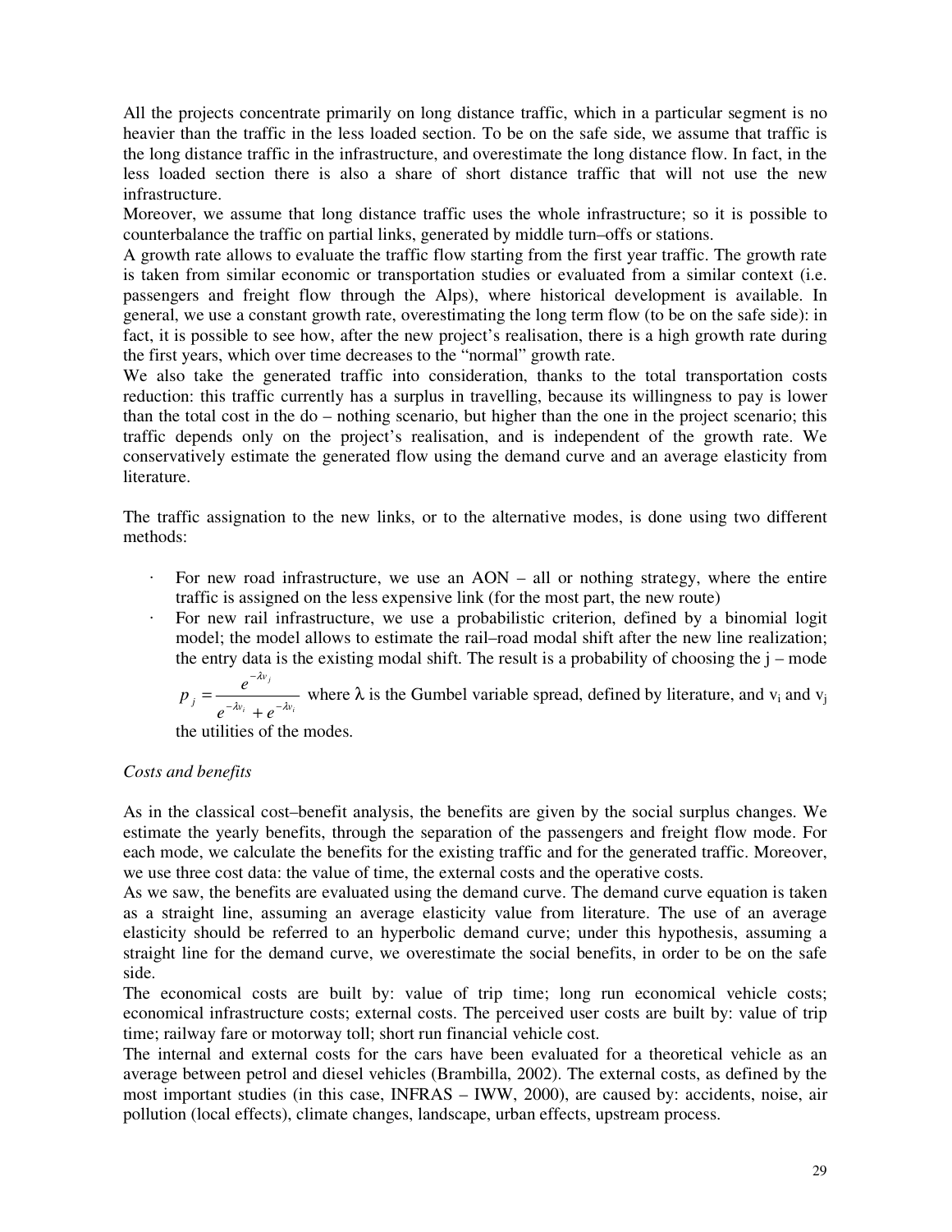All the projects concentrate primarily on long distance traffic, which in a particular segment is no heavier than the traffic in the less loaded section. To be on the safe side, we assume that traffic is the long distance traffic in the infrastructure, and overestimate the long distance flow. In fact, in the less loaded section there is also a share of short distance traffic that will not use the new infrastructure.

Moreover, we assume that long distance traffic uses the whole infrastructure; so it is possible to counterbalance the traffic on partial links, generated by middle turn–offs or stations.

A growth rate allows to evaluate the traffic flow starting from the first year traffic. The growth rate is taken from similar economic or transportation studies or evaluated from a similar context (i.e. passengers and freight flow through the Alps), where historical development is available. In general, we use a constant growth rate, overestimating the long term flow (to be on the safe side): in fact, it is possible to see how, after the new project's realisation, there is a high growth rate during the first years, which over time decreases to the "normal" growth rate.

We also take the generated traffic into consideration, thanks to the total transportation costs reduction: this traffic currently has a surplus in travelling, because its willingness to pay is lower than the total cost in the do – nothing scenario, but higher than the one in the project scenario; this traffic depends only on the project's realisation, and is independent of the growth rate. We conservatively estimate the generated flow using the demand curve and an average elasticity from literature.

The traffic assignation to the new links, or to the alternative modes, is done using two different methods:

- For new road infrastructure, we use an AON – all or nothing strategy, where the entire traffic is assigned on the less expensive link (for the most part, the new route)
- For new rail infrastructure, we use a probabilistic criterion, defined by a binomial logit model; the model allows to estimate the rail–road modal shift after the new line realization; the entry data is the existing modal shift. The result is a probability of choosing the j – mode $p_j = \dfrac{e^{-\lambda v_j}}{e^{-\lambda v_i} + e^{-\lambda v_i}}$ where $\lambda$ is the Gumbel variable spread, defined by literature, and $v_i$ and $v_j$ the utilities of the modes.

*Costs and benefits*

As in the classical cost–benefit analysis, the benefits are given by the social surplus changes. We estimate the yearly benefits, through the separation of the passengers and freight flow mode. For each mode, we calculate the benefits for the existing traffic and for the generated traffic. Moreover, we use three cost data: the value of time, the external costs and the operative costs.

As we saw, the benefits are evaluated using the demand curve. The demand curve equation is taken as a straight line, assuming an average elasticity value from literature. The use of an average elasticity should be referred to an hyperbolic demand curve; under this hypothesis, assuming a straight line for the demand curve, we overestimate the social benefits, in order to be on the safe side.

The economical costs are built by: value of trip time; long run economical vehicle costs; economical infrastructure costs; external costs. The perceived user costs are built by: value of trip time; railway fare or motorway toll; short run financial vehicle cost.

The internal and external costs for the cars have been evaluated for a theoretical vehicle as an average between petrol and diesel vehicles (Brambilla, 2002). The external costs, as defined by the most important studies (in this case, INFRAS – IWW, 2000), are caused by: accidents, noise, air pollution (local effects), climate changes, landscape, urban effects, upstream process.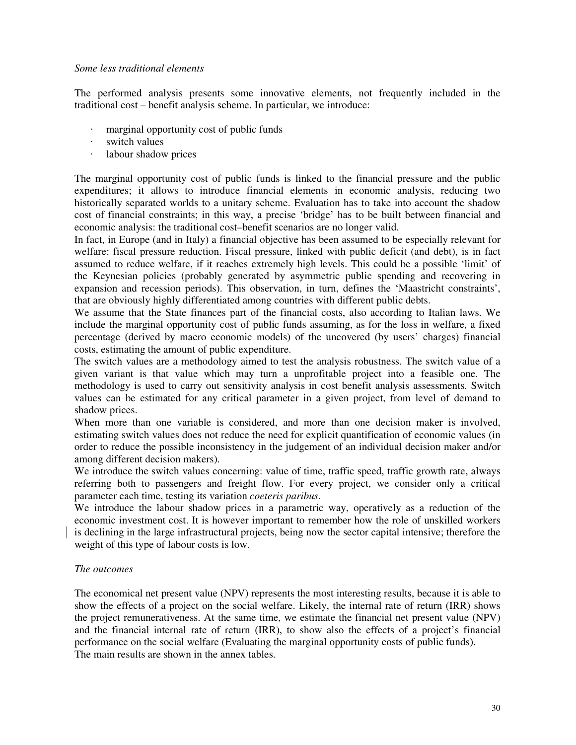*Some less traditional elements*

The performed analysis presents some innovative elements, not frequently included in the traditional cost – benefit analysis scheme. In particular, we introduce:

- marginal opportunity cost of public funds
- switch values
- labour shadow prices

The marginal opportunity cost of public funds is linked to the financial pressure and the public expenditures; it allows to introduce financial elements in economic analysis, reducing two historically separated worlds to a unitary scheme. Evaluation has to take into account the shadow cost of financial constraints; in this way, a precise 'bridge' has to be built between financial and economic analysis: the traditional cost–benefit scenarios are no longer valid.

In fact, in Europe (and in Italy) a financial objective has been assumed to be especially relevant for welfare: fiscal pressure reduction. Fiscal pressure, linked with public deficit (and debt), is in fact assumed to reduce welfare, if it reaches extremely high levels. This could be a possible 'limit' of the Keynesian policies (probably generated by asymmetric public spending and recovering in expansion and recession periods). This observation, in turn, defines the 'Maastricht constraints', that are obviously highly differentiated among countries with different public debts.

We assume that the State finances part of the financial costs, also according to Italian laws. We include the marginal opportunity cost of public funds assuming, as for the loss in welfare, a fixed percentage (derived by macro economic models) of the uncovered (by users' charges) financial costs, estimating the amount of public expenditure.

The switch values are a methodology aimed to test the analysis robustness. The switch value of a given variant is that value which may turn a unprofitable project into a feasible one. The methodology is used to carry out sensitivity analysis in cost benefit analysis assessments. Switch values can be estimated for any critical parameter in a given project, from level of demand to shadow prices.

When more than one variable is considered, and more than one decision maker is involved, estimating switch values does not reduce the need for explicit quantification of economic values (in order to reduce the possible inconsistency in the judgement of an individual decision maker and/or among different decision makers).

We introduce the switch values concerning: value of time, traffic speed, traffic growth rate, always referring both to passengers and freight flow. For every project, we consider only a critical parameter each time, testing its variation *coeteris paribus*.

We introduce the labour shadow prices in a parametric way, operatively as a reduction of the economic investment cost. It is however important to remember how the role of unskilled workers is declining in the large infrastructural projects, being now the sector capital intensive; therefore the weight of this type of labour costs is low.

*The outcomes*

The economical net present value (NPV) represents the most interesting results, because it is able to show the effects of a project on the social welfare. Likely, the internal rate of return (IRR) shows the project remunerativeness. At the same time, we estimate the financial net present value (NPV) and the financial internal rate of return (IRR), to show also the effects of a project's financial performance on the social welfare (Evaluating the marginal opportunity costs of public funds).

The main results are shown in the annex tables.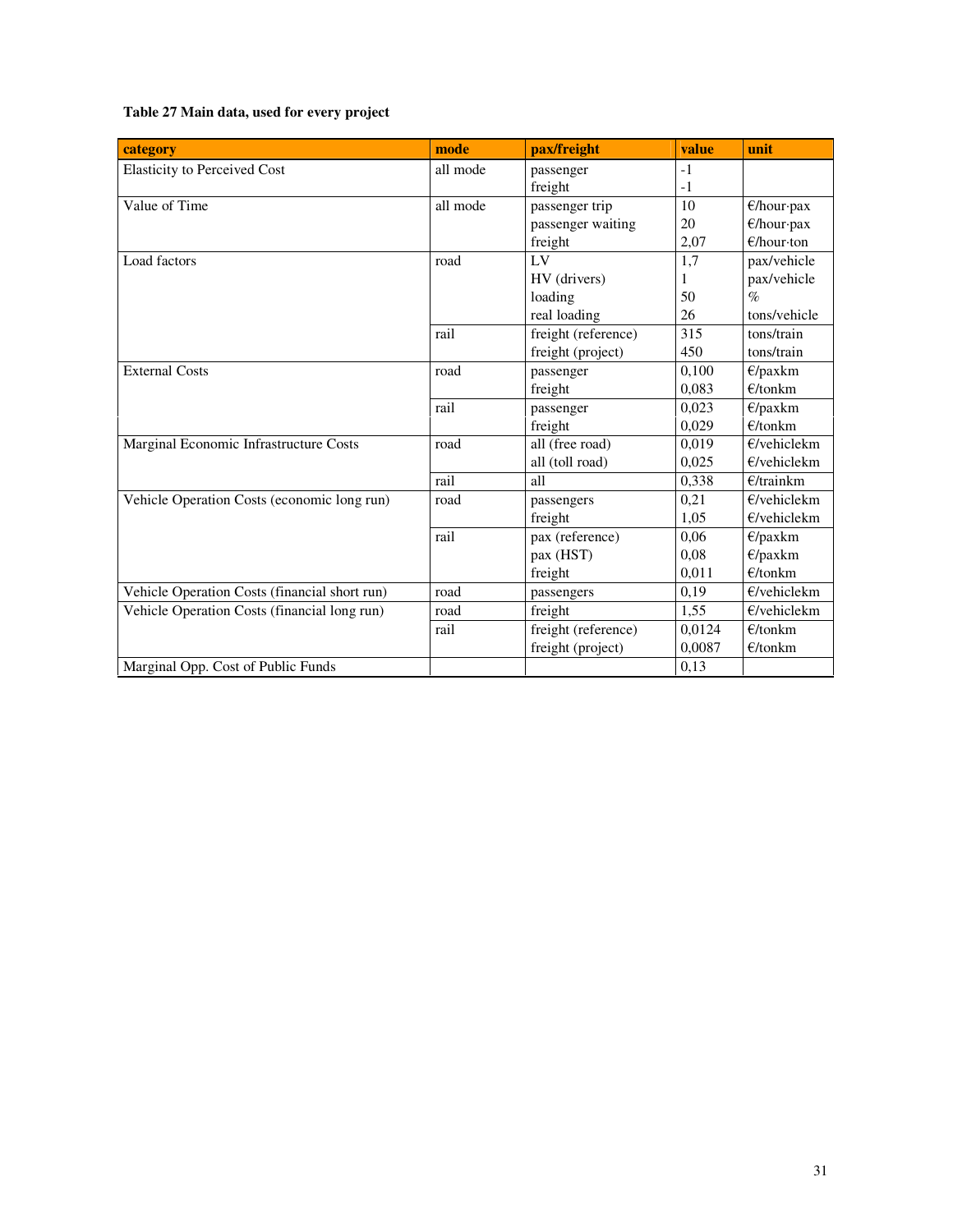**Table 27 Main data, used for every project**

| category | mode | pax/freight | value | unit |
|---|---|---|---|---|
| Elasticity to Perceived Cost | all mode | passenger | -1 | |
| | | freight | -1 | |
| Value of Time | all mode | passenger trip | 10 | €/hour·pax |
| | | passenger waiting | 20 | €/hour·pax |
| | | freight | 2,07 | €/hour·ton |
| Load factors | road | LV | 1,7 | pax/vehicle |
| | | HV (drivers) | 1 | pax/vehicle |
| | | loading | 50 | % |
| | | real loading | 26 | tons/vehicle |
| | rail | freight (reference) | 315 | tons/train |
| | | freight (project) | 450 | tons/train |
| External Costs | road | passenger | 0,100 | €/paxkm |
| | | freight | 0,083 | €/tonkm |
| | rail | passenger | 0,023 | €/paxkm |
| | | freight | 0,029 | €/tonkm |
| Marginal Economic Infrastructure Costs | road | all (free road) | 0,019 | €/vehiclekm |
| | | all (toll road) | 0,025 | €/vehiclekm |
| | rail | all | 0,338 | €/trainkm |
| Vehicle Operation Costs (economic long run) | road | passengers | 0,21 | €/vehiclekm |
| | | freight | 1,05 | €/vehiclekm |
| | rail | pax (reference) | 0,06 | €/paxkm |
| | | pax (HST) | 0,08 | €/paxkm |
| | | freight | 0,011 | €/tonkm |
| Vehicle Operation Costs (financial short run) | road | passengers | 0,19 | €/vehiclekm |
| Vehicle Operation Costs (financial long run) | road | freight | 1,55 | €/vehiclekm |
| | rail | freight (reference) | 0,0124 | €/tonkm |
| | | freight (project) | 0,0087 | €/tonkm |
| Marginal Opp. Cost of Public Funds | | | 0,13 | |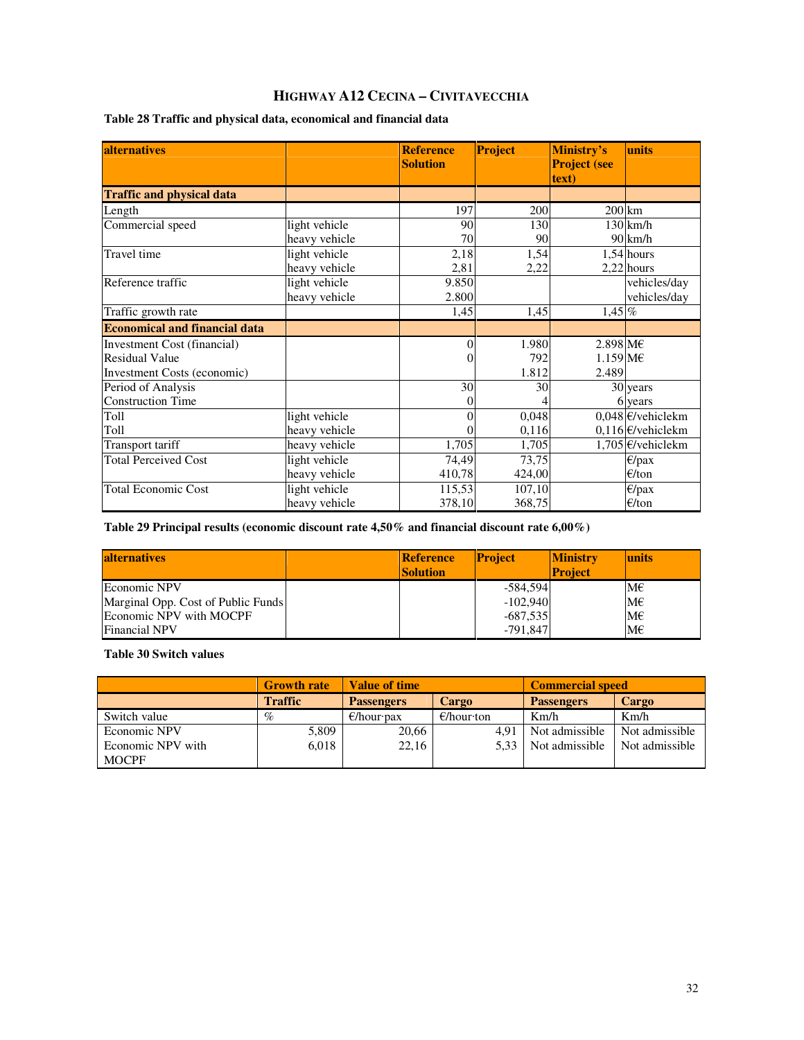## HIGHWAY A12 CECINA – CIVITAVECCHIA

**Table 28 Traffic and physical data, economical and financial data**

| alternatives | | Reference Solution | Project | Ministry's Project (see text) | units |
|---|---|---|---|---|---|
| **Traffic and physical data** | | | | | |
| Length | | 197 | 200 | 200 | km |
| Commercial speed | light vehicle | 90 | 130 | 130 | km/h |
| | heavy vehicle | 70 | 90 | 90 | km/h |
| Travel time | light vehicle | 2,18 | 1,54 | 1,54 | hours |
| | heavy vehicle | 2,81 | 2,22 | 2,22 | hours |
| Reference traffic | light vehicle | 9.850 | | | vehicles/day |
| | heavy vehicle | 2.800 | | | vehicles/day |
| Traffic growth rate | | 1,45 | 1,45 | 1,45 | % |
| **Economical and financial data** | | | | | |
| Investment Cost (financial) | | 0 | 1.980 | 2.898 | M€ |
| Residual Value | | 0 | 792 | 1.159 | M€ |
| Investment Costs (economic) | | | 1.812 | 2.489 | |
| Period of Analysis | | 30 | 30 | 30 | years |
| Construction Time | | 0 | 4 | 6 | years |
| Toll | light vehicle | 0 | 0,048 | 0,048 | €/vehiclekm |
| Toll | heavy vehicle | 0 | 0,116 | 0,116 | €/vehiclekm |
| Transport tariff | heavy vehicle | 1,705 | 1,705 | 1,705 | €/vehiclekm |
| Total Perceived Cost | light vehicle | 74,49 | 73,75 | | €/pax |
| | heavy vehicle | 410,78 | 424,00 | | €/ton |
| Total Economic Cost | light vehicle | 115,53 | 107,10 | | €/pax |
| | heavy vehicle | 378,10 | 368,75 | | €/ton |

**Table 29 Principal results (economic discount rate 4,50% and financial discount rate 6,00%)**

| alternatives | | Reference Solution | Project | Ministry Project | units |
|---|---|---|---|---|---|
| Economic NPV | | | -584,594 | | M€ |
| Marginal Opp. Cost of Public Funds | | | -102,940 | | M€ |
| Economic NPV with MOCPF | | | -687,535 | | M€ |
| Financial NPV | | | -791,847 | | M€ |

**Table 30 Switch values**

| | Growth rate | Value of time | | Commercial speed | |
|---|---|---|---|---|---|
| | Traffic | Passengers | Cargo | Passengers | Cargo |
| Switch value | % | €/hour·pax | €/hour·ton | Km/h | Km/h |
| Economic NPV | 5,809 | 20,66 | 4,91 | Not admissible | Not admissible |
| Economic NPV with MOCPF | 6,018 | 22,16 | 5,33 | Not admissible | Not admissible |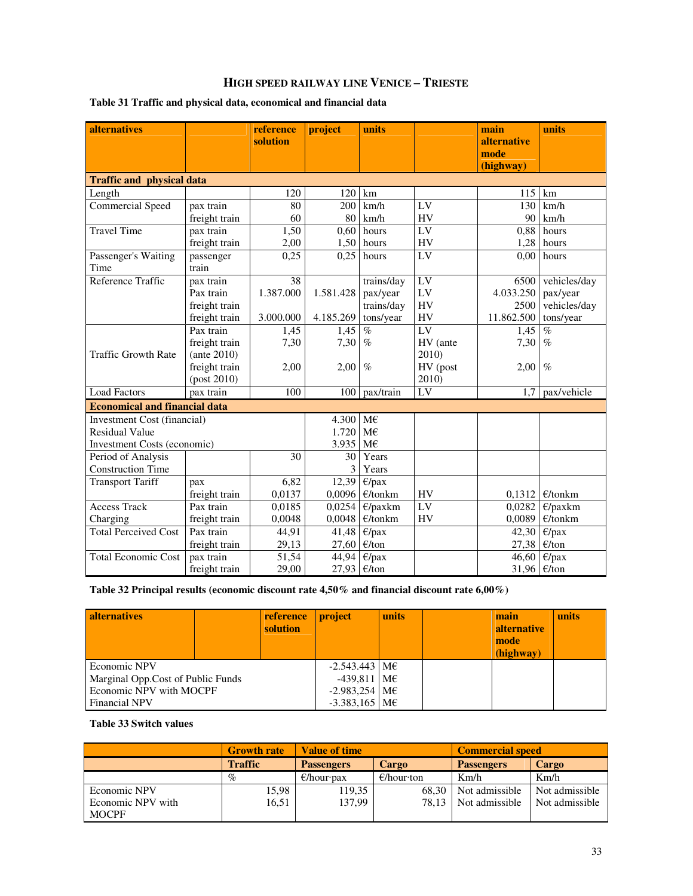## HIGH SPEED RAILWAY LINE VENICE – TRIESTE

**Table 31 Traffic and physical data, economical and financial data**

| alternatives | | reference solution | project | units | | main alternative mode (highway) | units |
|---|---|---|---|---|---|---|---|
| **Traffic and physical data** | | | | | | | |
| Length | | 120 | 120 | km | | 115 | km |
| Commercial Speed | pax train | 80 | 200 | km/h | LV | 130 | km/h |
| | freight train | 60 | 80 | km/h | HV | 90 | km/h |
| Travel Time | pax train | 1,50 | 0,60 | hours | LV | 0,88 | hours |
| | freight train | 2,00 | 1,50 | hours | HV | 1,28 | hours |
| Passenger's Waiting Time | passenger train | 0,25 | 0,25 | hours | LV | 0,00 | hours |
| Reference Traffic | pax train | 38 | | trains/day | LV | 6500 | vehicles/day |
| | Pax train | 1.387.000 | 1.581.428 | pax/year | LV | 4.033.250 | pax/year |
| | freight train | | | trains/day | HV | 2500 | vehicles/day |
| | freight train | 3.000.000 | 4.185.269 | tons/year | HV | 11.862.500 | tons/year |
| Traffic Growth Rate | Pax train | 1,45 | 1,45 | % | LV | 1,45 | % |
| | freight train (ante 2010) | 7,30 | 7,30 | % | HV (ante 2010) | 7,30 | % |
| | freight train (post 2010) | 2,00 | 2,00 | % | HV (post 2010) | 2,00 | % |
| Load Factors | pax train | 100 | 100 | pax/train | LV | 1,7 | pax/vehicle |
| **Economical and financial data** | | | | | | | |
| Investment Cost (financial) | | | 4.300 | M€ | | | |
| Residual Value | | | 1.720 | M€ | | | |
| Investment Costs (economic) | | | 3.935 | M€ | | | |
| Period of Analysis | | 30 | 30 | Years | | | |
| Construction Time | | | 3 | Years | | | |
| Transport Tariff | pax | 6,82 | 12,39 | €/pax | | | |
| | freight train | 0,0137 | 0,0096 | €/tonkm | HV | 0,1312 | €/tonkm |
| Access Track Charging | Pax train | 0,0185 | 0,0254 | €/paxkm | LV | 0,0282 | €/paxkm |
| | freight train | 0,0048 | 0,0048 | €/tonkm | HV | 0,0089 | €/tonkm |
| Total Perceived Cost | Pax train | 44,91 | 41,48 | €/pax | | 42,30 | €/pax |
| | freight train | 29,13 | 27,60 | €/ton | | 27,38 | €/ton |
| Total Economic Cost | pax train | 51,54 | 44,94 | €/pax | | 46,60 | €/pax |
| | freight train | 29,00 | 27,93 | €/ton | | 31,96 | €/ton |

**Table 32 Principal results (economic discount rate 4,50% and financial discount rate 6,00%)**

| alternatives | | reference solution | project | units | | main alternative mode (highway) | units |
|---|---|---|---|---|---|---|---|
| Economic NPV | | | -2.543.443 | M€ | | | |
| Marginal Opp.Cost of Public Funds | | | -439,811 | M€ | | | |
| Economic NPV with MOCPF | | | -2.983,254 | M€ | | | |
| Financial NPV | | | -3.383,165 | M€ | | | |

**Table 33 Switch values**

| | Growth rate | Value of time | | Commercial speed | |
|---|---|---|---|---|---|
| | Traffic | Passengers | Cargo | Passengers | Cargo |
| | % | €/hour·pax | €/hour·ton | Km/h | Km/h |
| Economic NPV | 15,98 | 119,35 | 68,30 | Not admissible | Not admissible |
| Economic NPV with MOCPF | 16,51 | 137,99 | 78,13 | Not admissible | Not admissible |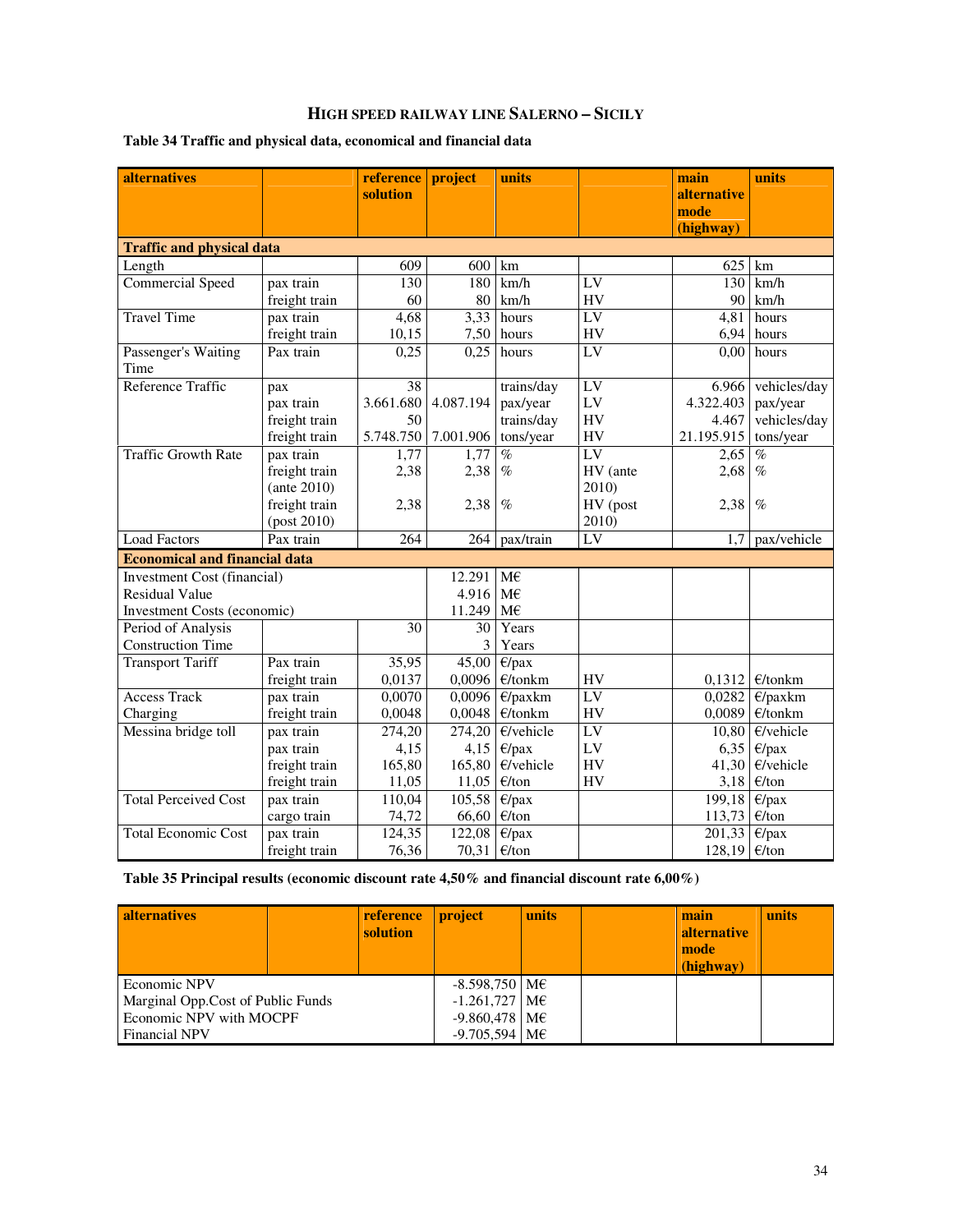## HIGH SPEED RAILWAY LINE SALERNO – SICILY

**Table 34 Traffic and physical data, economical and financial data**

| alternatives | | reference solution | project | units | | main alternative mode (highway) | units |
|---|---|---|---|---|---|---|---|
| **Traffic and physical data** | | | | | | | |
| Length | | 609 | 600 | km | | 625 | km |
| Commercial Speed | pax train | 130 | 180 | km/h | LV | 130 | km/h |
| | freight train | 60 | 80 | km/h | HV | 90 | km/h |
| Travel Time | pax train | 4,68 | 3,33 | hours | LV | 4,81 | hours |
| | freight train | 10,15 | 7,50 | hours | HV | 6,94 | hours |
| Passenger's Waiting Time | Pax train | 0,25 | 0,25 | hours | LV | 0,00 | hours |
| Reference Traffic | pax | 38 | | trains/day | LV | 6.966 | vehicles/day |
| | pax train | 3.661.680 | 4.087.194 | pax/year | LV | 4.322.403 | pax/year |
| | freight train | 50 | | trains/day | HV | 4.467 | vehicles/day |
| | freight train | 5.748.750 | 7.001.906 | tons/year | HV | 21.195.915 | tons/year |
| Traffic Growth Rate | pax train | 1,77 | 1,77 | % | LV | 2,65 | % |
| | freight train (ante 2010) | 2,38 | 2,38 | % | HV (ante 2010) | 2,68 | % |
| | freight train (post 2010) | 2,38 | 2,38 | % | HV (post 2010) | 2,38 | % |
| Load Factors | Pax train | 264 | 264 | pax/train | LV | 1,7 | pax/vehicle |
| **Economical and financial data** | | | | | | | |
| Investment Cost (financial) | | | 12.291 | M€ | | | |
| Residual Value | | | 4.916 | M€ | | | |
| Investment Costs (economic) | | | 11.249 | M€ | | | |
| Period of Analysis | | 30 | 30 | Years | | | |
| Construction Time | | | 3 | Years | | | |
| Transport Tariff | Pax train | 35,95 | 45,00 | €/pax | | | |
| | freight train | 0,0137 | 0,0096 | €/tonkm | HV | 0,1312 | €/tonkm |
| Access Track Charging | pax train | 0,0070 | 0,0096 | €/paxkm | LV | 0,0282 | €/paxkm |
| | freight train | 0,0048 | 0,0048 | €/tonkm | HV | 0,0089 | €/tonkm |
| Messina bridge toll | pax train | 274,20 | 274,20 | €/vehicle | LV | 10,80 | €/vehicle |
| | pax train | 4,15 | 4,15 | €/pax | LV | 6,35 | €/pax |
| | freight train | 165,80 | 165,80 | €/vehicle | HV | 41,30 | €/vehicle |
| | freight train | 11,05 | 11,05 | €/ton | HV | 3,18 | €/ton |
| Total Perceived Cost | pax train | 110,04 | 105,58 | €/pax | | 199,18 | €/pax |
| | cargo train | 74,72 | 66,60 | €/ton | | 113,73 | €/ton |
| Total Economic Cost | pax train | 124,35 | 122,08 | €/pax | | 201,33 | €/pax |
| | freight train | 76,36 | 70,31 | €/ton | | 128,19 | €/ton |

**Table 35 Principal results (economic discount rate 4,50% and financial discount rate 6,00%)**

| alternatives | | reference solution | project | units | | main alternative mode (highway) | units |
|---|---|---|---|---|---|---|---|
| Economic NPV | | | -8.598,750 | M€ | | | |
| Marginal Opp.Cost of Public Funds | | | -1.261,727 | M€ | | | |
| Economic NPV with MOCPF | | | -9.860,478 | M€ | | | |
| Financial NPV | | | -9.705,594 | M€ | | | |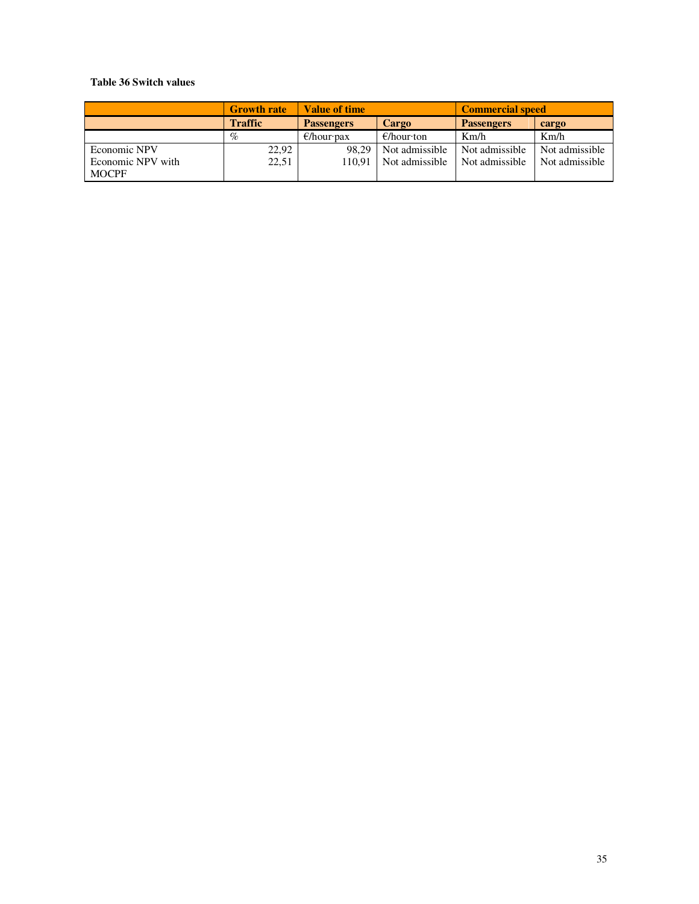**Table 36 Switch values**

| | Growth rate | Value of time | | Commercial speed | |
|---|---|---|---|---|---|
| | Traffic | Passengers | Cargo | Passengers | cargo |
| | % | €/hour·pax | €/hour·ton | Km/h | Km/h |
| Economic NPV | 22,92 | 98,29 | Not admissible | Not admissible | Not admissible |
| Economic NPV with MOCPF | 22,51 | 110,91 | Not admissible | Not admissible | Not admissible |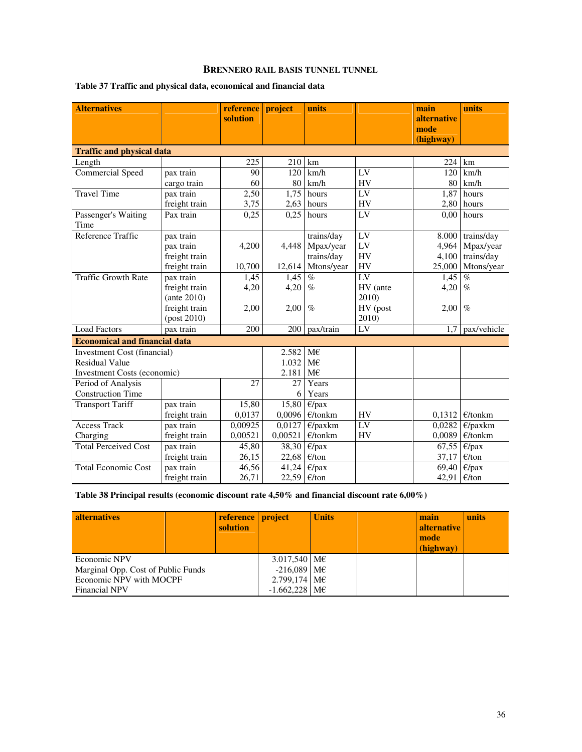# BRENNERO RAIL BASIS TUNNEL TUNNEL

**Table 37 Traffic and physical data, economical and financial data**

| Alternatives | | reference solution | project | units | | main alternative mode (highway) | units |
|---|---|---|---|---|---|---|---|
| **Traffic and physical data** | | | | | | | |
| Length | | 225 | 210 | km | | 224 | km |
| Commercial Speed | pax train | 90 | 120 | km/h | LV | 120 | km/h |
| | cargo train | 60 | 80 | km/h | HV | 80 | km/h |
| Travel Time | pax train | 2,50 | 1,75 | hours | LV | 1,87 | hours |
| | freight train | 3,75 | 2,63 | hours | HV | 2,80 | hours |
| Passenger's Waiting Time | Pax train | 0,25 | 0,25 | hours | LV | 0,00 | hours |
| Reference Traffic | pax train | | | trains/day | LV | 8.000 | trains/day |
| | pax train | 4,200 | 4,448 | Mpax/year | LV | 4,964 | Mpax/year |
| | freight train | | | trains/day | HV | 4,100 | trains/day |
| | freight train | 10,700 | 12,614 | Mtons/year | HV | 25,000 | Mtons/year |
| Traffic Growth Rate | pax train | 1,45 | 1,45 | % | LV | 1,45 | % |
| | freight train (ante 2010) | 4,20 | 4,20 | % | HV (ante 2010) | 4,20 | % |
| | freight train (post 2010) | 2,00 | 2,00 | % | HV (post 2010) | 2,00 | % |
| Load Factors | pax train | 200 | 200 | pax/train | LV | 1,7 | pax/vehicle |
| **Economical and financial data** | | | | | | | |
| Investment Cost (financial) | | | 2.582 | M€ | | | |
| Residual Value | | | 1.032 | M€ | | | |
| Investment Costs (economic) | | | 2.181 | M€ | | | |
| Period of Analysis | | 27 | 27 | Years | | | |
| Construction Time | | | 6 | Years | | | |
| Transport Tariff | pax train | 15,80 | 15,80 | €/pax | | | |
| | freight train | 0,0137 | 0,0096 | €/tonkm | HV | 0,1312 | €/tonkm |
| Access Track Charging | pax train | 0,00925 | 0,0127 | €/paxkm | LV | 0,0282 | €/paxkm |
| | freight train | 0,00521 | 0,00521 | €/tonkm | HV | 0,0089 | €/tonkm |
| Total Perceived Cost | pax train | 45,80 | 38,30 | €/pax | | 67,55 | €/pax |
| | freight train | 26,15 | 22,68 | €/ton | | 37,17 | €/ton |
| Total Economic Cost | pax train | 46,56 | 41,24 | €/pax | | 69,40 | €/pax |
| | freight train | 26,71 | 22,59 | €/ton | | 42,91 | €/ton |

**Table 38 Principal results (economic discount rate 4,50% and financial discount rate 6,00%)**

| alternatives | | reference solution | project | Units | | main alternative mode (highway) | units |
|---|---|---|---|---|---|---|---|
| Economic NPV | | | 3.017,540 | M€ | | | |
| Marginal Opp. Cost of Public Funds | | | -216,089 | M€ | | | |
| Economic NPV with MOCPF | | | 2.799,174 | M€ | | | |
| Financial NPV | | | -1.662,228 | M€ | | | |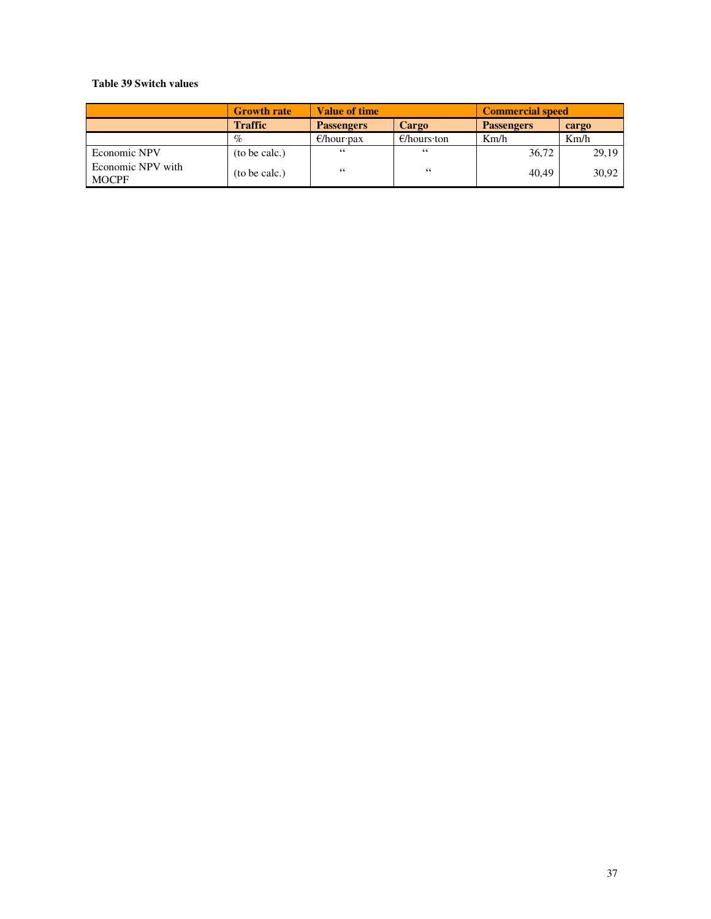**Table 39 Switch values**

| | Growth rate | Value of time | | Commercial speed | |
|---|---|---|---|---|---|
| | Traffic | Passengers | Cargo | Passengers | cargo |
| | % | €/hour·pax | €/hours·ton | Km/h | Km/h |
| Economic NPV | (to be calc.) | " | " | 36,72 | 29,19 |
| Economic NPV with MOCPF | (to be calc.) | " | " | 40,49 | 30,92 |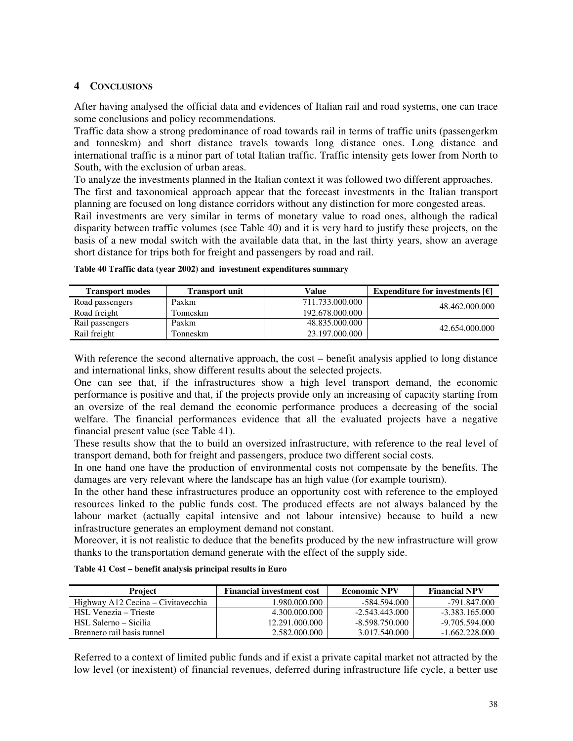## 4 CONCLUSIONS

After having analysed the official data and evidences of Italian rail and road systems, one can trace some conclusions and policy recommendations.

Traffic data show a strong predominance of road towards rail in terms of traffic units (passengerkm and tonneskm) and short distance travels towards long distance ones. Long distance and international traffic is a minor part of total Italian traffic. Traffic intensity gets lower from North to South, with the exclusion of urban areas.

To analyze the investments planned in the Italian context it was followed two different approaches.

The first and taxonomical approach appear that the forecast investments in the Italian transport planning are focused on long distance corridors without any distinction for more congested areas.

Rail investments are very similar in terms of monetary value to road ones, although the radical disparity between traffic volumes (see Table 40) and it is very hard to justify these projects, on the basis of a new modal switch with the available data that, in the last thirty years, show an average short distance for trips both for freight and passengers by road and rail.

**Table 40 Traffic data (year 2002) and investment expenditures summary**

| Transport modes | Transport unit | Value | Expenditure for investments [€] |
|---|---|---|---|
| Road passengers | Paxkm | 711.733.000.000 | 48.462.000.000 |
| Road freight | Tonneskm | 192.678.000.000 | |
| Rail passengers | Paxkm | 48.835.000.000 | 42.654.000.000 |
| Rail freight | Tonneskm | 23.197.000.000 | |

With reference the second alternative approach, the cost – benefit analysis applied to long distance and international links, show different results about the selected projects.

One can see that, if the infrastructures show a high level transport demand, the economic performance is positive and that, if the projects provide only an increasing of capacity starting from an oversize of the real demand the economic performance produces a decreasing of the social welfare. The financial performances evidence that all the evaluated projects have a negative financial present value (see Table 41).

These results show that the to build an oversized infrastructure, with reference to the real level of transport demand, both for freight and passengers, produce two different social costs.

In one hand one have the production of environmental costs not compensate by the benefits. The damages are very relevant where the landscape has an high value (for example tourism).

In the other hand these infrastructures produce an opportunity cost with reference to the employed resources linked to the public funds cost. The produced effects are not always balanced by the labour market (actually capital intensive and not labour intensive) because to build a new infrastructure generates an employment demand not constant.

Moreover, it is not realistic to deduce that the benefits produced by the new infrastructure will grow thanks to the transportation demand generate with the effect of the supply side.

**Table 41 Cost – benefit analysis principal results in Euro**

| Project | Financial investment cost | Economic NPV | Financial NPV |
|---|---|---|---|
| Highway A12 Cecina – Civitavecchia | 1.980.000.000 | -584.594.000 | -791.847.000 |
| HSL Venezia – Trieste | 4.300.000.000 | -2.543.443.000 | -3.383.165.000 |
| HSL Salerno – Sicilia | 12.291.000.000 | -8.598.750.000 | -9.705.594.000 |
| Brennero rail basis tunnel | 2.582.000.000 | 3.017.540.000 | -1.662.228.000 |

Referred to a context of limited public funds and if exist a private capital market not attracted by the low level (or inexistent) of financial revenues, deferred during infrastructure life cycle, a better use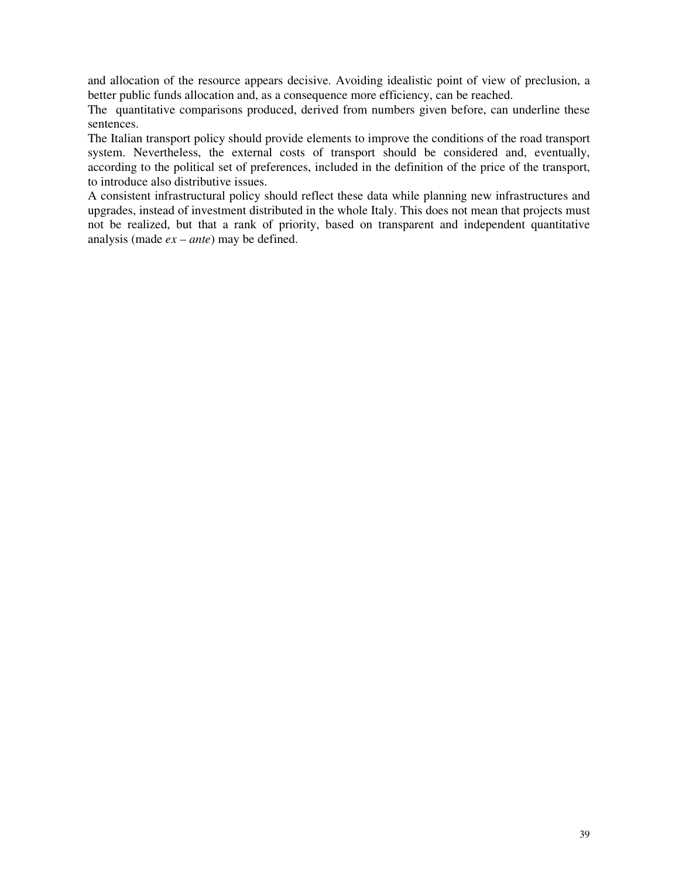and allocation of the resource appears decisive. Avoiding idealistic point of view of preclusion, a better public funds allocation and, as a consequence more efficiency, can be reached.

The quantitative comparisons produced, derived from numbers given before, can underline these sentences.

The Italian transport policy should provide elements to improve the conditions of the road transport system. Nevertheless, the external costs of transport should be considered and, eventually, according to the political set of preferences, included in the definition of the price of the transport, to introduce also distributive issues.

A consistent infrastructural policy should reflect these data while planning new infrastructures and upgrades, instead of investment distributed in the whole Italy. This does not mean that projects must not be realized, but that a rank of priority, based on transparent and independent quantitative analysis (made *ex – ante*) may be defined.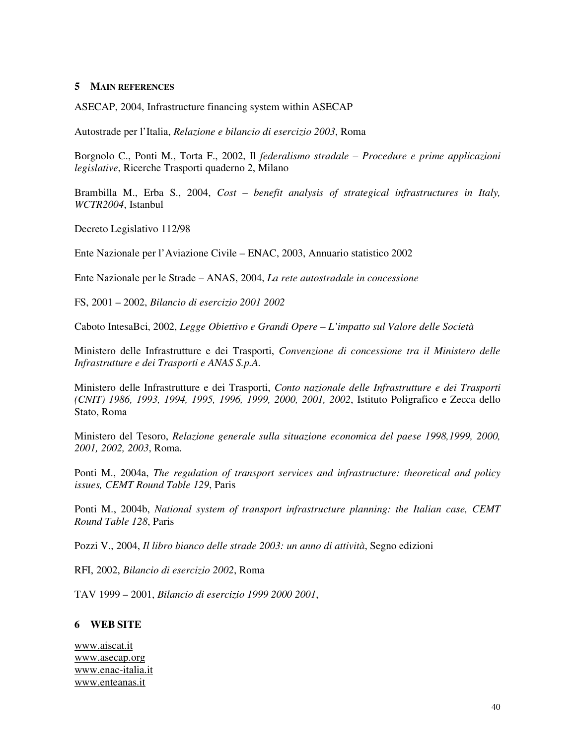## 5 MAIN REFERENCES

ASECAP, 2004, Infrastructure financing system within ASECAP

Autostrade per l'Italia, *Relazione e bilancio di esercizio 2003*, Roma

Borgnolo C., Ponti M., Torta F., 2002, Il *federalismo stradale – Procedure e prime applicazioni legislative*, Ricerche Trasporti quaderno 2, Milano

Brambilla M., Erba S., 2004, *Cost – benefit analysis of strategical infrastructures in Italy, WCTR2004*, Istanbul

Decreto Legislativo 112/98

Ente Nazionale per l'Aviazione Civile – ENAC, 2003, Annuario statistico 2002

Ente Nazionale per le Strade – ANAS, 2004, *La rete autostradale in concessione*

FS, 2001 – 2002, *Bilancio di esercizio 2001 2002*

Caboto IntesaBci, 2002, *Legge Obiettivo e Grandi Opere – L'impatto sul Valore delle Società*

Ministero delle Infrastrutture e dei Trasporti, *Convenzione di concessione tra il Ministero delle Infrastrutture e dei Trasporti e ANAS S.p.A.*

Ministero delle Infrastrutture e dei Trasporti, *Conto nazionale delle Infrastrutture e dei Trasporti (CNIT) 1986, 1993, 1994, 1995, 1996, 1999, 2000, 2001, 2002*, Istituto Poligrafico e Zecca dello Stato, Roma

Ministero del Tesoro, *Relazione generale sulla situazione economica del paese 1998,1999, 2000, 2001, 2002, 2003*, Roma.

Ponti M., 2004a, *The regulation of transport services and infrastructure: theoretical and policy issues, CEMT Round Table 129*, Paris

Ponti M., 2004b, *National system of transport infrastructure planning: the Italian case, CEMT Round Table 128*, Paris

Pozzi V., 2004, *Il libro bianco delle strade 2003: un anno di attività*, Segno edizioni

RFI, 2002, *Bilancio di esercizio 2002*, Roma

TAV 1999 – 2001, *Bilancio di esercizio 1999 2000 2001*,

## 6 WEB SITE

www.aiscat.it
www.asecap.org
www.enac-italia.it
www.enteanas.it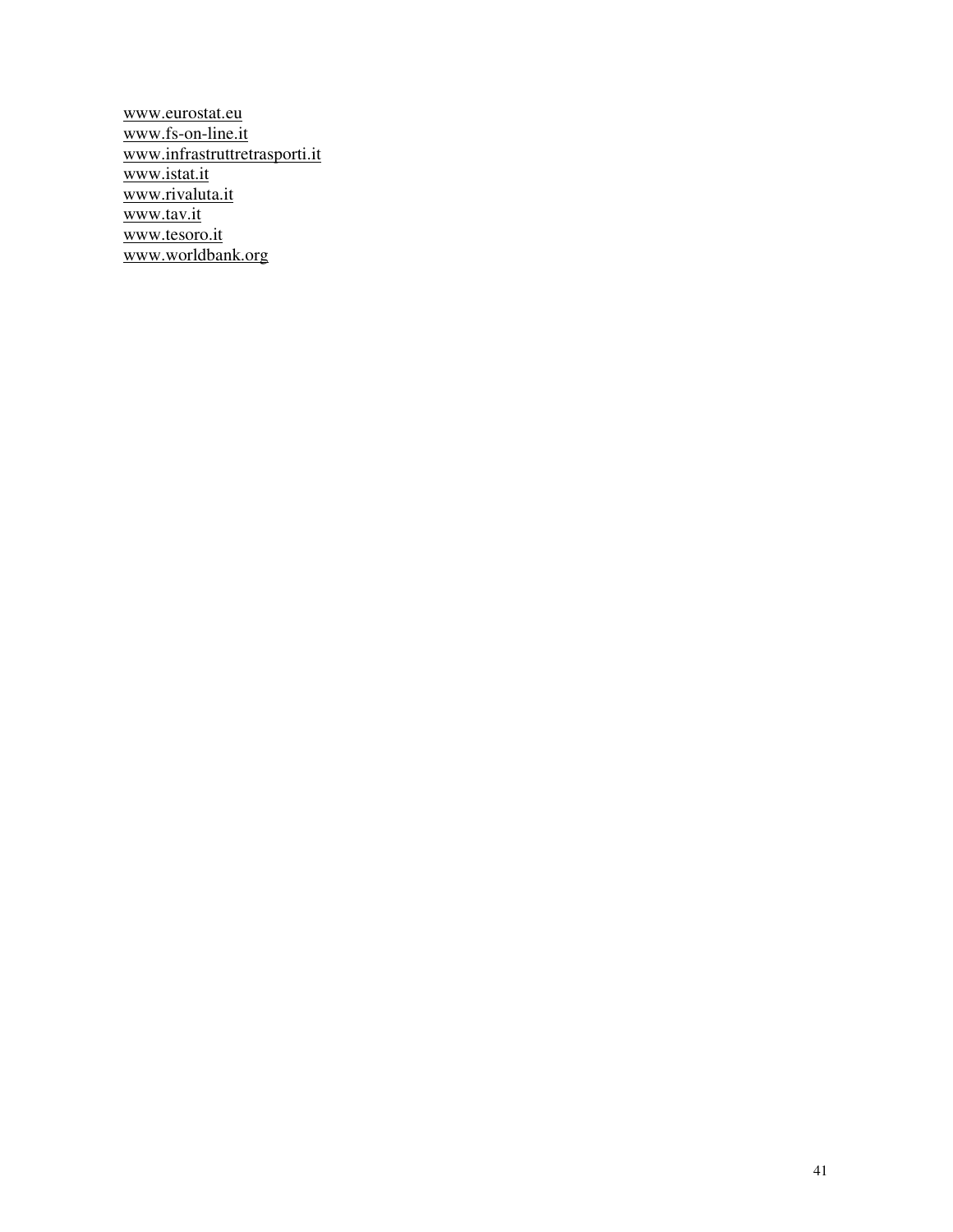www.eurostat.eu
www.fs-on-line.it
www.infrastruttretrasporti.it
www.istat.it
www.rivaluta.it
www.tav.it
www.tesoro.it
www.worldbank.org